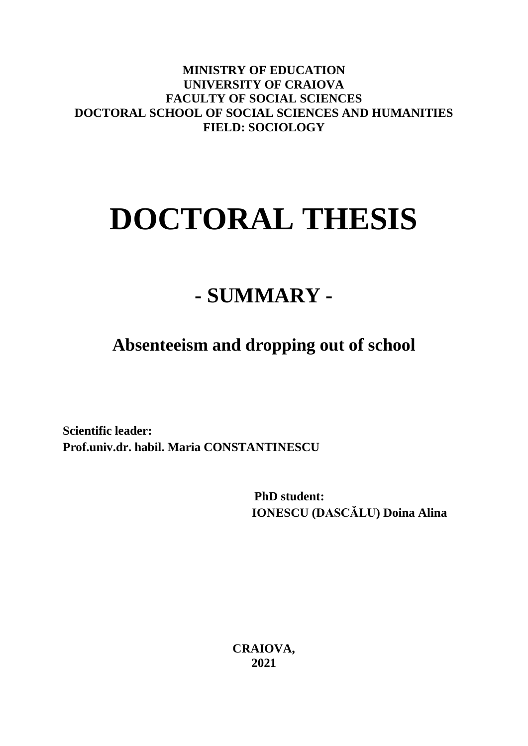**MINISTRY OF EDUCATION**
**UNIVERSITY OF CRAIOVA**
**FACULTY OF SOCIAL SCIENCES**
**DOCTORAL SCHOOL OF SOCIAL SCIENCES AND HUMANITIES**
**FIELD: SOCIOLOGY**

# DOCTORAL THESIS

## - SUMMARY -

### Absenteeism and dropping out of school

**Scientific leader:**
**Prof.univ.dr. habil. Maria CONSTANTINESCU**

**PhD student:**
**IONESCU (DASCĂLU) Doina Alina**

**CRAIOVA,**
**2021**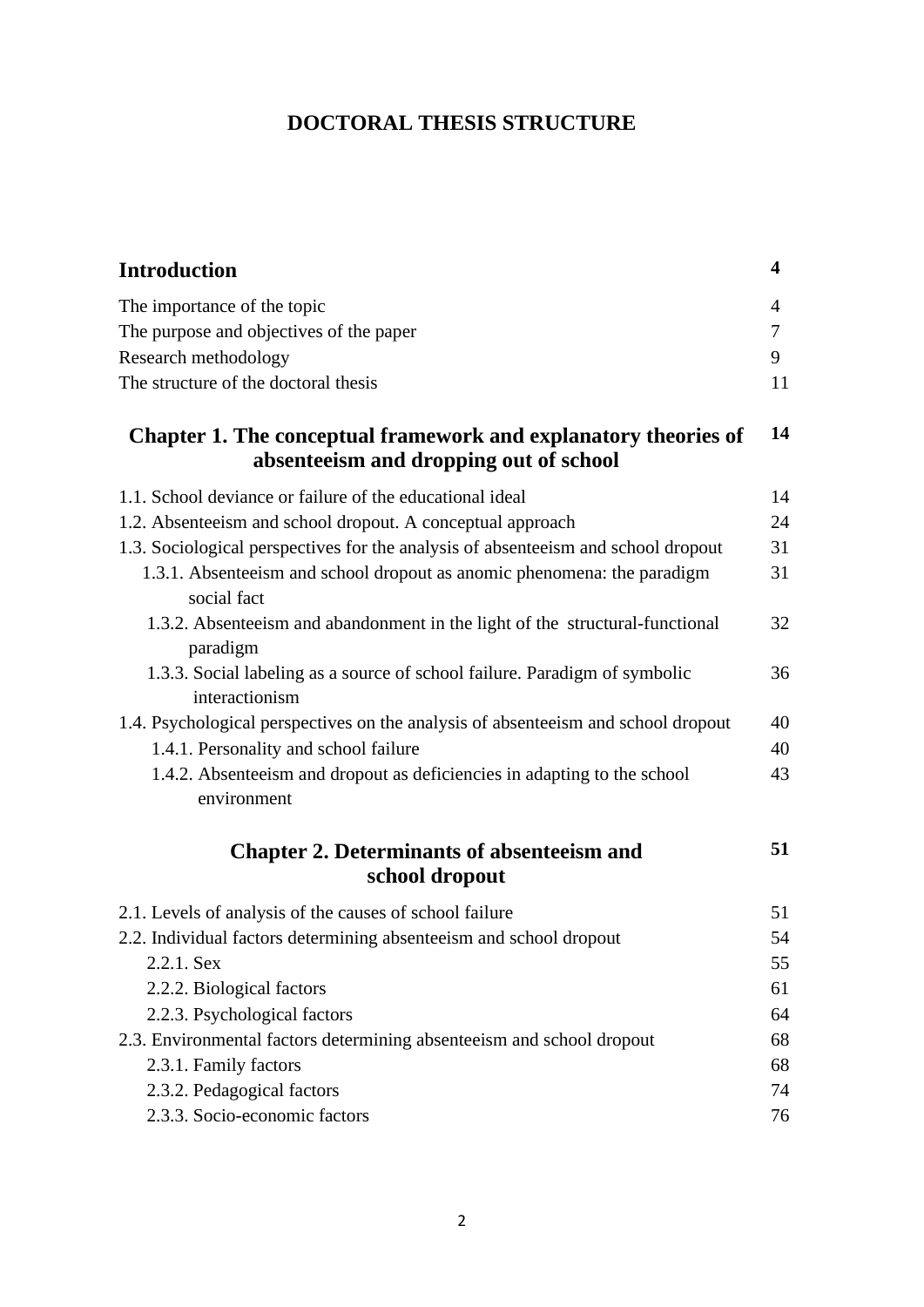# DOCTORAL THESIS STRUCTURE

| | |
|---|---|
| **Introduction** | **4** |
| The importance of the topic | 4 |
| The purpose and objectives of the paper | 7 |
| Research methodology | 9 |
| The structure of the doctoral thesis | 11 |
| **Chapter 1. The conceptual framework and explanatory theories of absenteeism and dropping out of school** | **14** |
| 1.1. School deviance or failure of the educational ideal | 14 |
| 1.2. Absenteeism and school dropout. A conceptual approach | 24 |
| 1.3. Sociological perspectives for the analysis of absenteeism and school dropout | 31 |
| 1.3.1. Absenteeism and school dropout as anomic phenomena: the paradigm social fact | 31 |
| 1.3.2. Absenteeism and abandonment in the light of the structural-functional paradigm | 32 |
| 1.3.3. Social labeling as a source of school failure. Paradigm of symbolic interactionism | 36 |
| 1.4. Psychological perspectives on the analysis of absenteeism and school dropout | 40 |
| 1.4.1. Personality and school failure | 40 |
| 1.4.2. Absenteeism and dropout as deficiencies in adapting to the school environment | 43 |
| **Chapter 2. Determinants of absenteeism and school dropout** | **51** |
| 2.1. Levels of analysis of the causes of school failure | 51 |
| 2.2. Individual factors determining absenteeism and school dropout | 54 |
| 2.2.1. Sex | 55 |
| 2.2.2. Biological factors | 61 |
| 2.2.3. Psychological factors | 64 |
| 2.3. Environmental factors determining absenteeism and school dropout | 68 |
| 2.3.1. Family factors | 68 |
| 2.3.2. Pedagogical factors | 74 |
| 2.3.3. Socio-economic factors | 76 |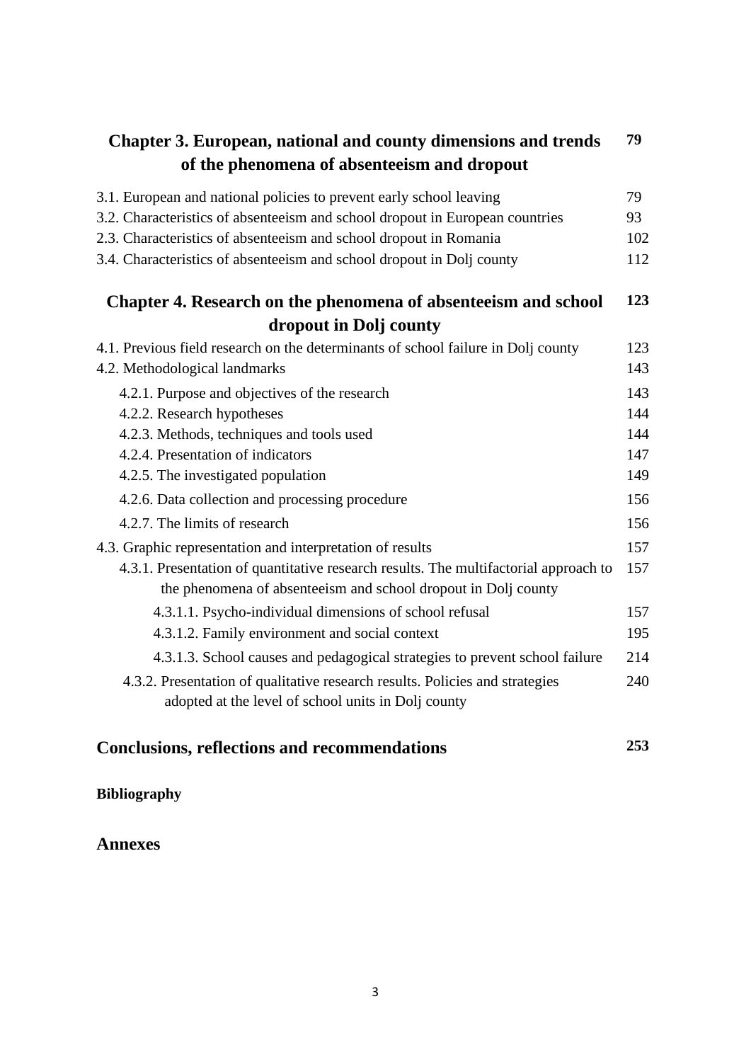| | |
|---|---|
| **Chapter 3. European, national and county dimensions and trends of the phenomena of absenteeism and dropout** | **79** |
| 3.1. European and national policies to prevent early school leaving | 79 |
| 3.2. Characteristics of absenteeism and school dropout in European countries | 93 |
| 2.3. Characteristics of absenteeism and school dropout in Romania | 102 |
| 3.4. Characteristics of absenteeism and school dropout in Dolj county | 112 |
| **Chapter 4. Research on the phenomena of absenteeism and school dropout in Dolj county** | **123** |
| 4.1. Previous field research on the determinants of school failure in Dolj county | 123 |
| 4.2. Methodological landmarks | 143 |
| 4.2.1. Purpose and objectives of the research | 143 |
| 4.2.2. Research hypotheses | 144 |
| 4.2.3. Methods, techniques and tools used | 144 |
| 4.2.4. Presentation of indicators | 147 |
| 4.2.5. The investigated population | 149 |
| 4.2.6. Data collection and processing procedure | 156 |
| 4.2.7. The limits of research | 156 |
| 4.3. Graphic representation and interpretation of results | 157 |
| 4.3.1. Presentation of quantitative research results. The multifactorial approach to the phenomena of absenteeism and school dropout in Dolj county | 157 |
| 4.3.1.1. Psycho-individual dimensions of school refusal | 157 |
| 4.3.1.2. Family environment and social context | 195 |
| 4.3.1.3. School causes and pedagogical strategies to prevent school failure | 214 |
| 4.3.2. Presentation of qualitative research results. Policies and strategies adopted at the level of school units in Dolj county | 240 |
| **Conclusions, reflections and recommendations** | **253** |
| **Bibliography** | |
| **Annexes** | |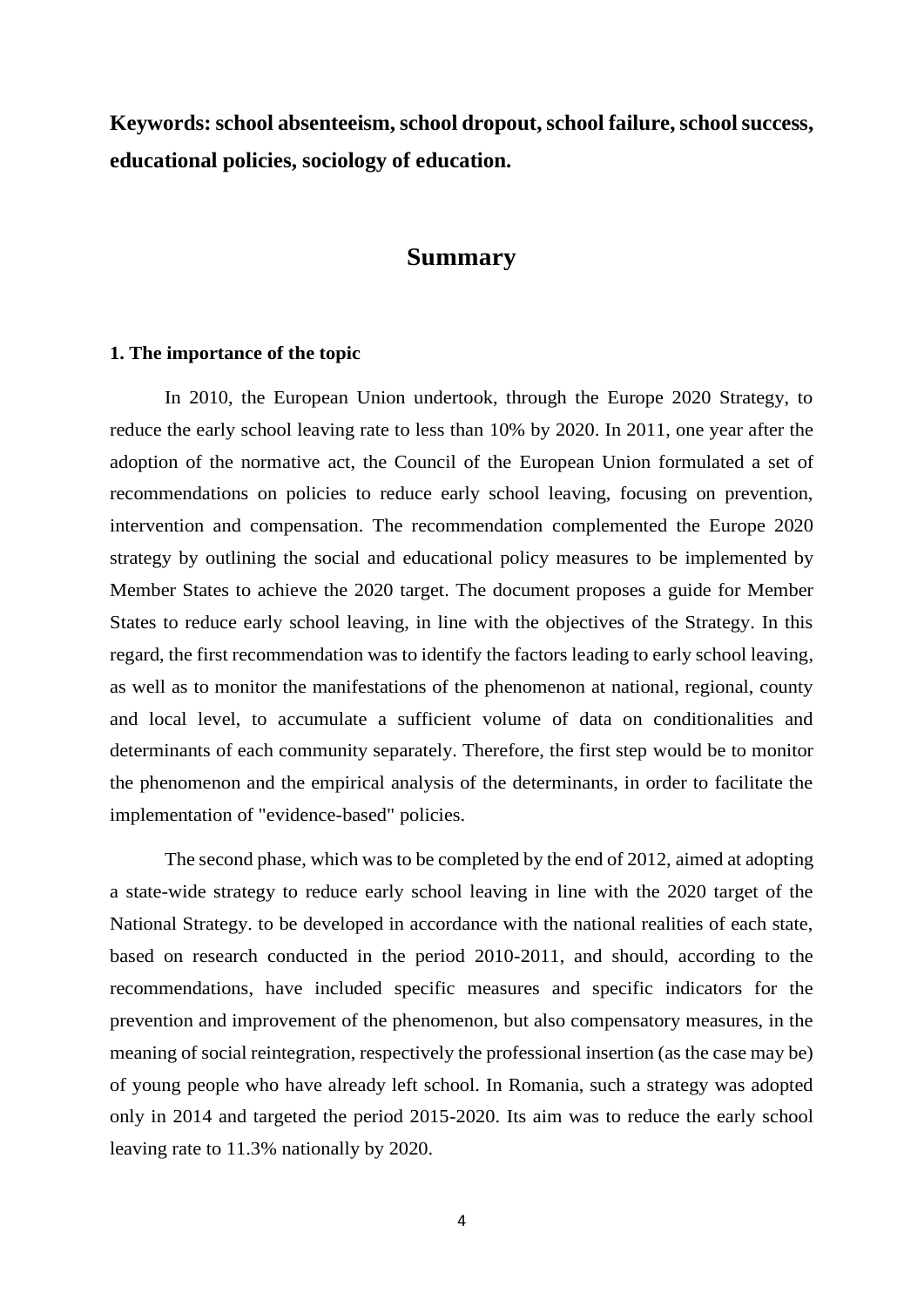**Keywords: school absenteeism, school dropout, school failure, school success, educational policies, sociology of education.**

## Summary

### 1. The importance of the topic

In 2010, the European Union undertook, through the Europe 2020 Strategy, to reduce the early school leaving rate to less than 10% by 2020. In 2011, one year after the adoption of the normative act, the Council of the European Union formulated a set of recommendations on policies to reduce early school leaving, focusing on prevention, intervention and compensation. The recommendation complemented the Europe 2020 strategy by outlining the social and educational policy measures to be implemented by Member States to achieve the 2020 target. The document proposes a guide for Member States to reduce early school leaving, in line with the objectives of the Strategy. In this regard, the first recommendation was to identify the factors leading to early school leaving, as well as to monitor the manifestations of the phenomenon at national, regional, county and local level, to accumulate a sufficient volume of data on conditionalities and determinants of each community separately. Therefore, the first step would be to monitor the phenomenon and the empirical analysis of the determinants, in order to facilitate the implementation of "evidence-based" policies.

The second phase, which was to be completed by the end of 2012, aimed at adopting a state-wide strategy to reduce early school leaving in line with the 2020 target of the National Strategy. to be developed in accordance with the national realities of each state, based on research conducted in the period 2010-2011, and should, according to the recommendations, have included specific measures and specific indicators for the prevention and improvement of the phenomenon, but also compensatory measures, in the meaning of social reintegration, respectively the professional insertion (as the case may be) of young people who have already left school. In Romania, such a strategy was adopted only in 2014 and targeted the period 2015-2020. Its aim was to reduce the early school leaving rate to 11.3% nationally by 2020.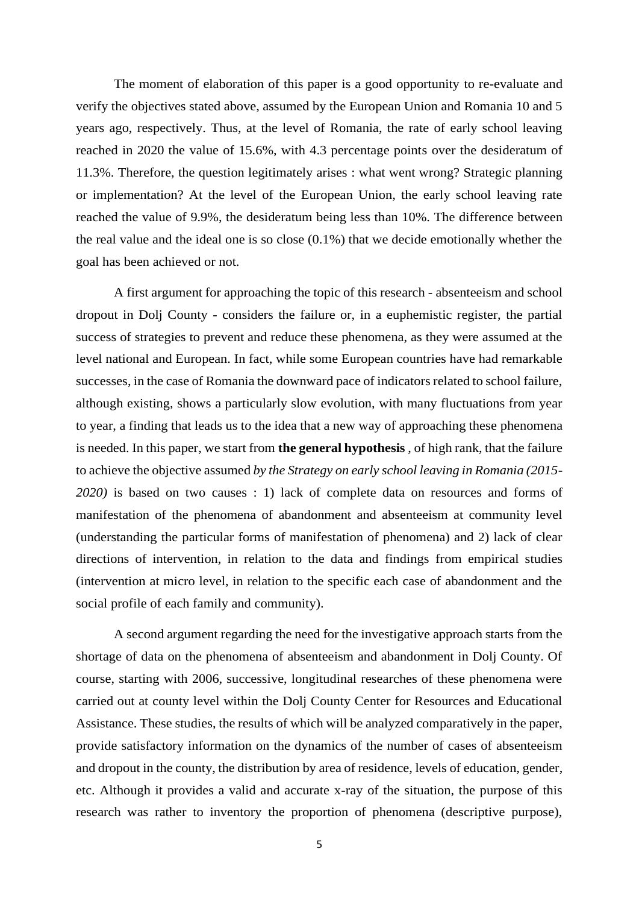The moment of elaboration of this paper is a good opportunity to re-evaluate and verify the objectives stated above, assumed by the European Union and Romania 10 and 5 years ago, respectively. Thus, at the level of Romania, the rate of early school leaving reached in 2020 the value of 15.6%, with 4.3 percentage points over the desideratum of 11.3%. Therefore, the question legitimately arises : what went wrong? Strategic planning or implementation? At the level of the European Union, the early school leaving rate reached the value of 9.9%, the desideratum being less than 10%. The difference between the real value and the ideal one is so close (0.1%) that we decide emotionally whether the goal has been achieved or not.

A first argument for approaching the topic of this research - absenteeism and school dropout in Dolj County - considers the failure or, in a euphemistic register, the partial success of strategies to prevent and reduce these phenomena, as they were assumed at the level national and European. In fact, while some European countries have had remarkable successes, in the case of Romania the downward pace of indicators related to school failure, although existing, shows a particularly slow evolution, with many fluctuations from year to year, a finding that leads us to the idea that a new way of approaching these phenomena is needed. In this paper, we start from **the general hypothesis** , of high rank, that the failure to achieve the objective assumed *by the Strategy on early school leaving in Romania (2015-2020)* is based on two causes : 1) lack of complete data on resources and forms of manifestation of the phenomena of abandonment and absenteeism at community level (understanding the particular forms of manifestation of phenomena) and 2) lack of clear directions of intervention, in relation to the data and findings from empirical studies (intervention at micro level, in relation to the specific each case of abandonment and the social profile of each family and community).

A second argument regarding the need for the investigative approach starts from the shortage of data on the phenomena of absenteeism and abandonment in Dolj County. Of course, starting with 2006, successive, longitudinal researches of these phenomena were carried out at county level within the Dolj County Center for Resources and Educational Assistance. These studies, the results of which will be analyzed comparatively in the paper, provide satisfactory information on the dynamics of the number of cases of absenteeism and dropout in the county, the distribution by area of residence, levels of education, gender, etc. Although it provides a valid and accurate x-ray of the situation, the purpose of this research was rather to inventory the proportion of phenomena (descriptive purpose),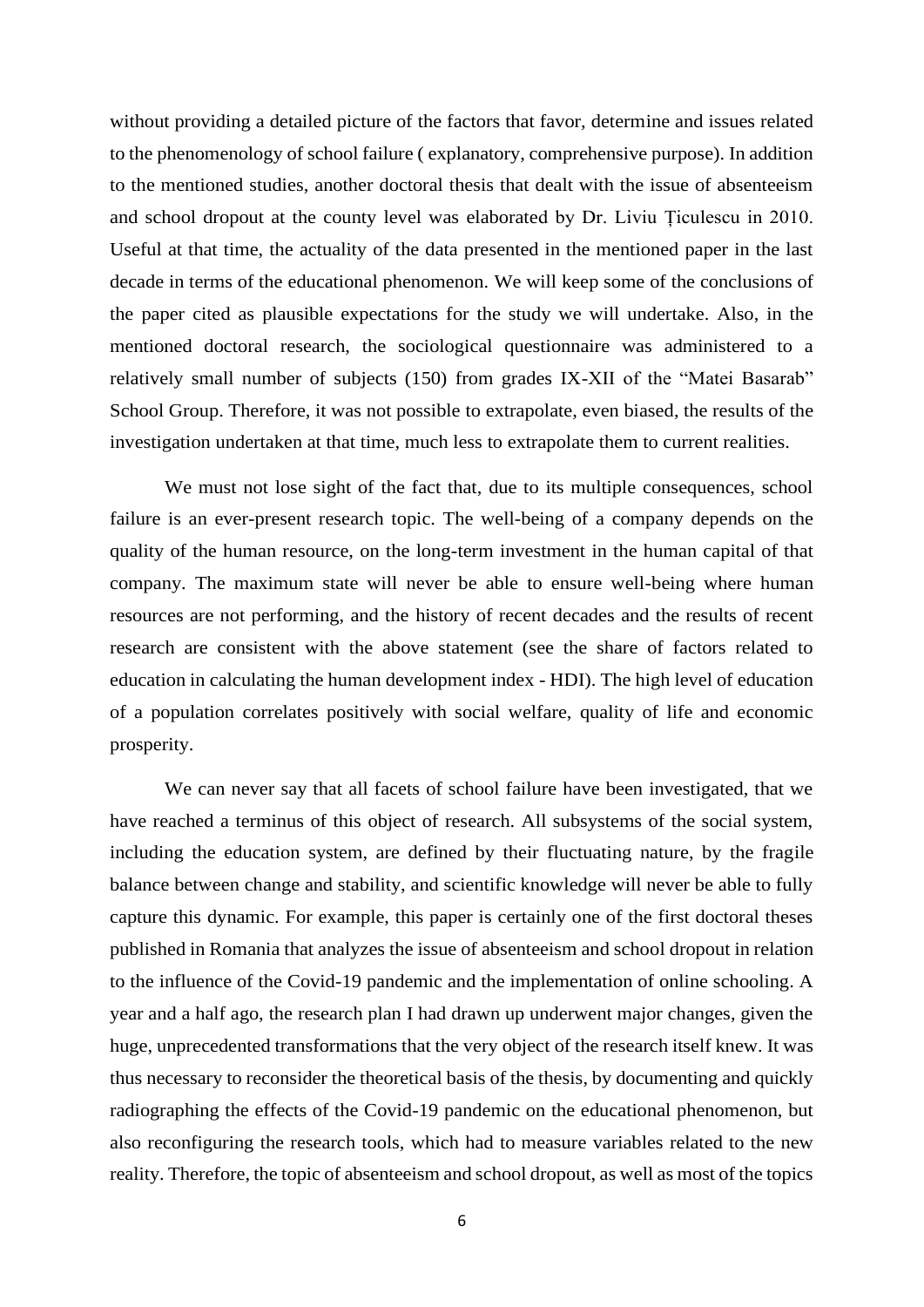without providing a detailed picture of the factors that favor, determine and issues related to the phenomenology of school failure ( explanatory, comprehensive purpose). In addition to the mentioned studies, another doctoral thesis that dealt with the issue of absenteeism and school dropout at the county level was elaborated by Dr. Liviu Țiculescu in 2010. Useful at that time, the actuality of the data presented in the mentioned paper in the last decade in terms of the educational phenomenon. We will keep some of the conclusions of the paper cited as plausible expectations for the study we will undertake. Also, in the mentioned doctoral research, the sociological questionnaire was administered to a relatively small number of subjects (150) from grades IX-XII of the "Matei Basarab" School Group. Therefore, it was not possible to extrapolate, even biased, the results of the investigation undertaken at that time, much less to extrapolate them to current realities.

We must not lose sight of the fact that, due to its multiple consequences, school failure is an ever-present research topic. The well-being of a company depends on the quality of the human resource, on the long-term investment in the human capital of that company. The maximum state will never be able to ensure well-being where human resources are not performing, and the history of recent decades and the results of recent research are consistent with the above statement (see the share of factors related to education in calculating the human development index - HDI). The high level of education of a population correlates positively with social welfare, quality of life and economic prosperity.

We can never say that all facets of school failure have been investigated, that we have reached a terminus of this object of research. All subsystems of the social system, including the education system, are defined by their fluctuating nature, by the fragile balance between change and stability, and scientific knowledge will never be able to fully capture this dynamic. For example, this paper is certainly one of the first doctoral theses published in Romania that analyzes the issue of absenteeism and school dropout in relation to the influence of the Covid-19 pandemic and the implementation of online schooling. A year and a half ago, the research plan I had drawn up underwent major changes, given the huge, unprecedented transformations that the very object of the research itself knew. It was thus necessary to reconsider the theoretical basis of the thesis, by documenting and quickly radiographing the effects of the Covid-19 pandemic on the educational phenomenon, but also reconfiguring the research tools, which had to measure variables related to the new reality. Therefore, the topic of absenteeism and school dropout, as well as most of the topics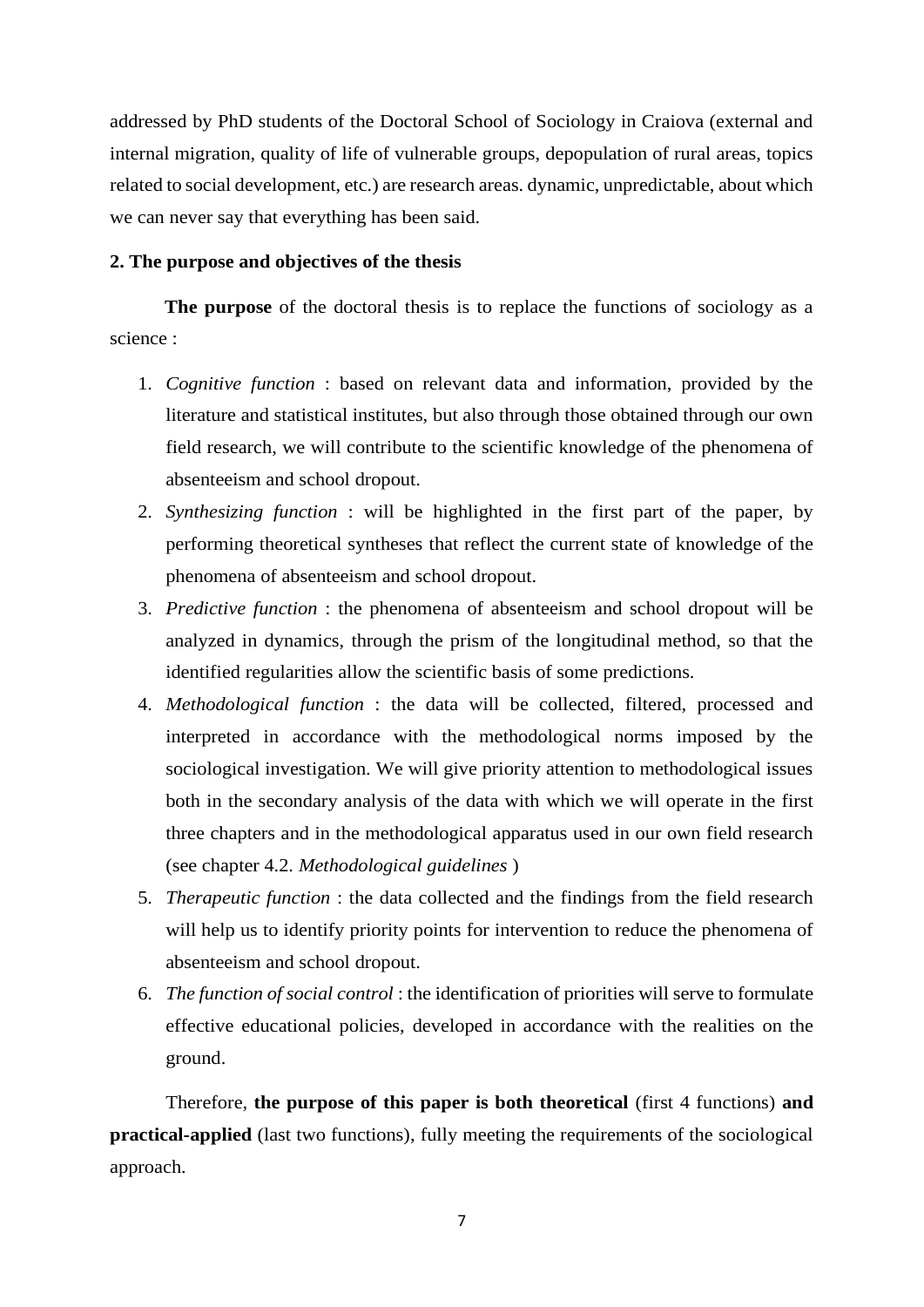addressed by PhD students of the Doctoral School of Sociology in Craiova (external and internal migration, quality of life of vulnerable groups, depopulation of rural areas, topics related to social development, etc.) are research areas. dynamic, unpredictable, about which we can never say that everything has been said.

## 2. The purpose and objectives of the thesis

**The purpose** of the doctoral thesis is to replace the functions of sociology as a science :

1. *Cognitive function* : based on relevant data and information, provided by the literature and statistical institutes, but also through those obtained through our own field research, we will contribute to the scientific knowledge of the phenomena of absenteeism and school dropout.
2. *Synthesizing function* : will be highlighted in the first part of the paper, by performing theoretical syntheses that reflect the current state of knowledge of the phenomena of absenteeism and school dropout.
3. *Predictive function* : the phenomena of absenteeism and school dropout will be analyzed in dynamics, through the prism of the longitudinal method, so that the identified regularities allow the scientific basis of some predictions.
4. *Methodological function* : the data will be collected, filtered, processed and interpreted in accordance with the methodological norms imposed by the sociological investigation. We will give priority attention to methodological issues both in the secondary analysis of the data with which we will operate in the first three chapters and in the methodological apparatus used in our own field research (see chapter 4.2. *Methodological guidelines* )
5. *Therapeutic function* : the data collected and the findings from the field research will help us to identify priority points for intervention to reduce the phenomena of absenteeism and school dropout.
6. *The function of social control* : the identification of priorities will serve to formulate effective educational policies, developed in accordance with the realities on the ground.

Therefore, **the purpose of this paper is both theoretical** (first 4 functions) **and practical-applied** (last two functions), fully meeting the requirements of the sociological approach.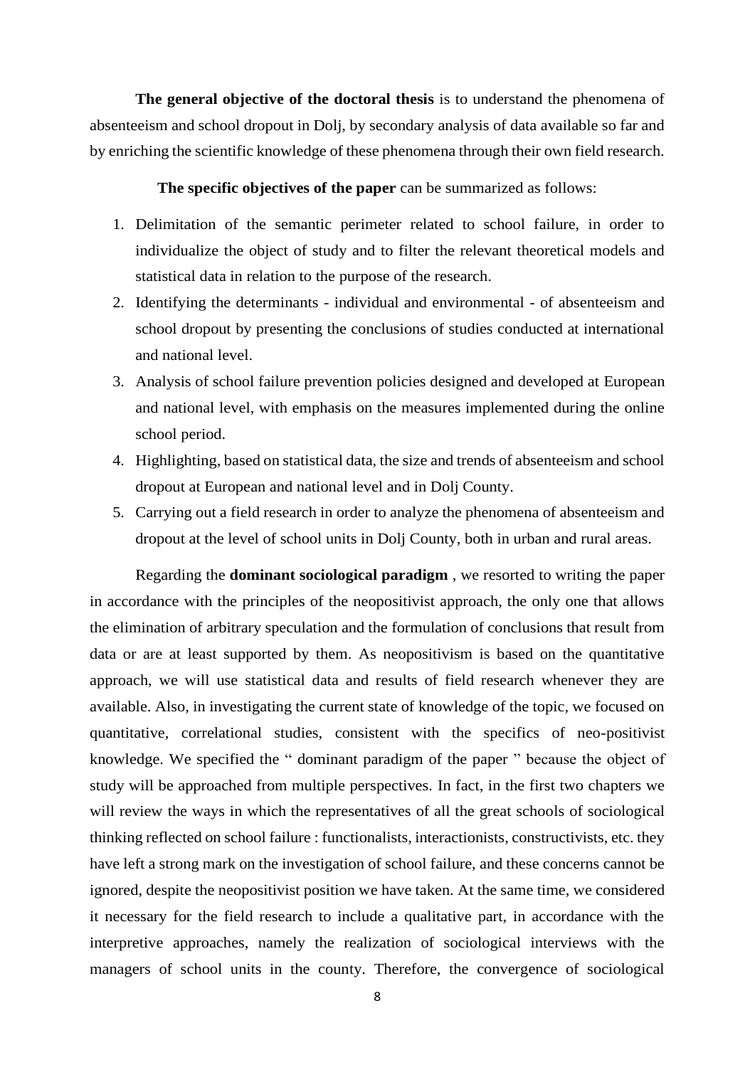**The general objective of the doctoral thesis** is to understand the phenomena of absenteeism and school dropout in Dolj, by secondary analysis of data available so far and by enriching the scientific knowledge of these phenomena through their own field research.

**The specific objectives of the paper** can be summarized as follows:

1. Delimitation of the semantic perimeter related to school failure, in order to individualize the object of study and to filter the relevant theoretical models and statistical data in relation to the purpose of the research.
2. Identifying the determinants - individual and environmental - of absenteeism and school dropout by presenting the conclusions of studies conducted at international and national level.
3. Analysis of school failure prevention policies designed and developed at European and national level, with emphasis on the measures implemented during the online school period.
4. Highlighting, based on statistical data, the size and trends of absenteeism and school dropout at European and national level and in Dolj County.
5. Carrying out a field research in order to analyze the phenomena of absenteeism and dropout at the level of school units in Dolj County, both in urban and rural areas.

Regarding the **dominant sociological paradigm** , we resorted to writing the paper in accordance with the principles of the neopositivist approach, the only one that allows the elimination of arbitrary speculation and the formulation of conclusions that result from data or are at least supported by them. As neopositivism is based on the quantitative approach, we will use statistical data and results of field research whenever they are available. Also, in investigating the current state of knowledge of the topic, we focused on quantitative, correlational studies, consistent with the specifics of neo-positivist knowledge. We specified the " dominant paradigm of the paper " because the object of study will be approached from multiple perspectives. In fact, in the first two chapters we will review the ways in which the representatives of all the great schools of sociological thinking reflected on school failure : functionalists, interactionists, constructivists, etc. they have left a strong mark on the investigation of school failure, and these concerns cannot be ignored, despite the neopositivist position we have taken. At the same time, we considered it necessary for the field research to include a qualitative part, in accordance with the interpretive approaches, namely the realization of sociological interviews with the managers of school units in the county. Therefore, the convergence of sociological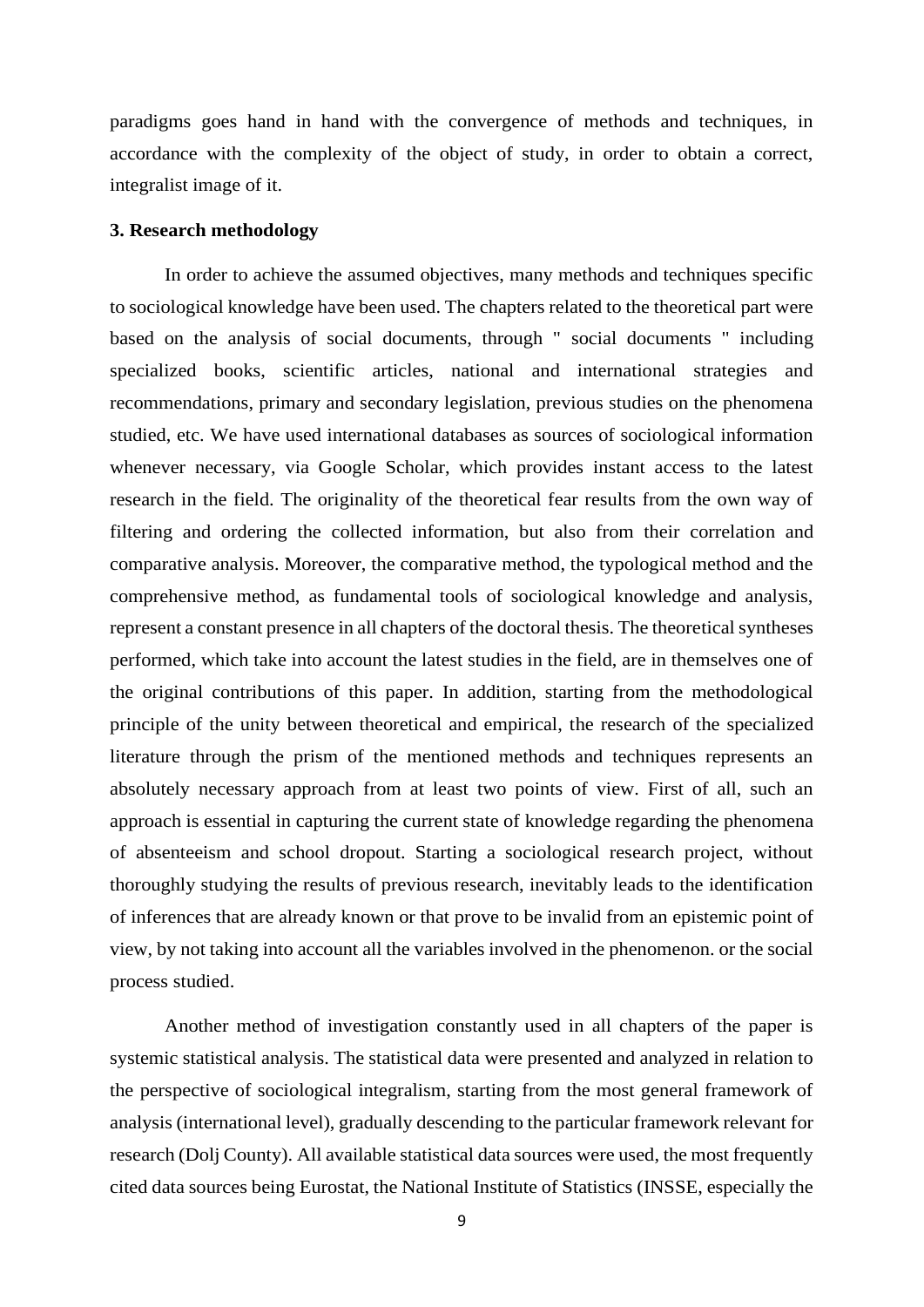paradigms goes hand in hand with the convergence of methods and techniques, in accordance with the complexity of the object of study, in order to obtain a correct, integralist image of it.

**3. Research methodology**

In order to achieve the assumed objectives, many methods and techniques specific to sociological knowledge have been used. The chapters related to the theoretical part were based on the analysis of social documents, through " social documents " including specialized books, scientific articles, national and international strategies and recommendations, primary and secondary legislation, previous studies on the phenomena studied, etc. We have used international databases as sources of sociological information whenever necessary, via Google Scholar, which provides instant access to the latest research in the field. The originality of the theoretical fear results from the own way of filtering and ordering the collected information, but also from their correlation and comparative analysis. Moreover, the comparative method, the typological method and the comprehensive method, as fundamental tools of sociological knowledge and analysis, represent a constant presence in all chapters of the doctoral thesis. The theoretical syntheses performed, which take into account the latest studies in the field, are in themselves one of the original contributions of this paper. In addition, starting from the methodological principle of the unity between theoretical and empirical, the research of the specialized literature through the prism of the mentioned methods and techniques represents an absolutely necessary approach from at least two points of view. First of all, such an approach is essential in capturing the current state of knowledge regarding the phenomena of absenteeism and school dropout. Starting a sociological research project, without thoroughly studying the results of previous research, inevitably leads to the identification of inferences that are already known or that prove to be invalid from an epistemic point of view, by not taking into account all the variables involved in the phenomenon. or the social process studied.

Another method of investigation constantly used in all chapters of the paper is systemic statistical analysis. The statistical data were presented and analyzed in relation to the perspective of sociological integralism, starting from the most general framework of analysis (international level), gradually descending to the particular framework relevant for research (Dolj County). All available statistical data sources were used, the most frequently cited data sources being Eurostat, the National Institute of Statistics (INSSE, especially the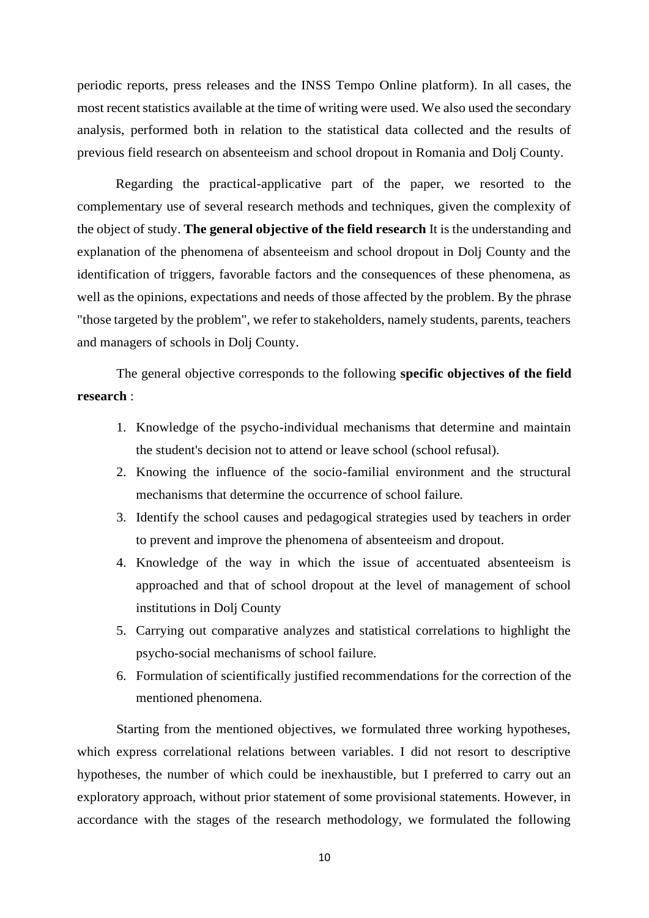periodic reports, press releases and the INSS Tempo Online platform). In all cases, the most recent statistics available at the time of writing were used. We also used the secondary analysis, performed both in relation to the statistical data collected and the results of previous field research on absenteeism and school dropout in Romania and Dolj County.

Regarding the practical-applicative part of the paper, we resorted to the complementary use of several research methods and techniques, given the complexity of the object of study. **The general objective of the field research** It is the understanding and explanation of the phenomena of absenteeism and school dropout in Dolj County and the identification of triggers, favorable factors and the consequences of these phenomena, as well as the opinions, expectations and needs of those affected by the problem. By the phrase "those targeted by the problem", we refer to stakeholders, namely students, parents, teachers and managers of schools in Dolj County.

The general objective corresponds to the following **specific objectives of the field research** :

1. Knowledge of the psycho-individual mechanisms that determine and maintain the student's decision not to attend or leave school (school refusal).
2. Knowing the influence of the socio-familial environment and the structural mechanisms that determine the occurrence of school failure.
3. Identify the school causes and pedagogical strategies used by teachers in order to prevent and improve the phenomena of absenteeism and dropout.
4. Knowledge of the way in which the issue of accentuated absenteeism is approached and that of school dropout at the level of management of school institutions in Dolj County
5. Carrying out comparative analyzes and statistical correlations to highlight the psycho-social mechanisms of school failure.
6. Formulation of scientifically justified recommendations for the correction of the mentioned phenomena.

Starting from the mentioned objectives, we formulated three working hypotheses, which express correlational relations between variables. I did not resort to descriptive hypotheses, the number of which could be inexhaustible, but I preferred to carry out an exploratory approach, without prior statement of some provisional statements. However, in accordance with the stages of the research methodology, we formulated the following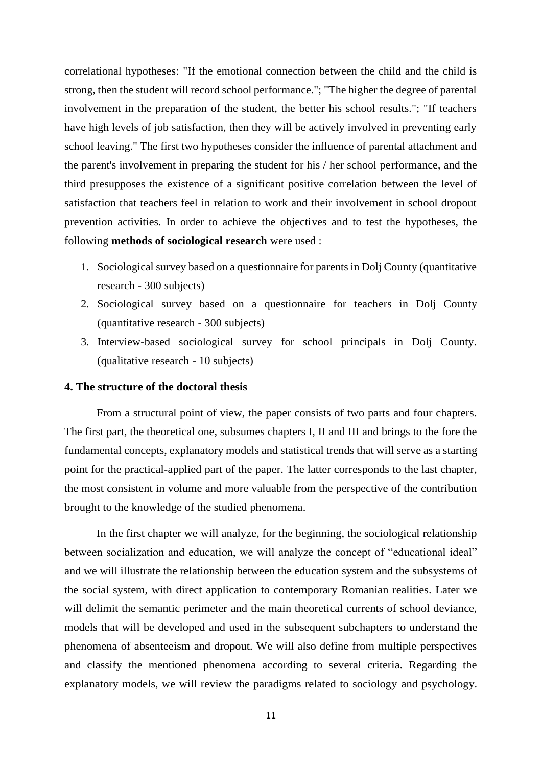correlational hypotheses: "If the emotional connection between the child and the child is strong, then the student will record school performance."; "The higher the degree of parental involvement in the preparation of the student, the better his school results."; "If teachers have high levels of job satisfaction, then they will be actively involved in preventing early school leaving." The first two hypotheses consider the influence of parental attachment and the parent's involvement in preparing the student for his / her school performance, and the third presupposes the existence of a significant positive correlation between the level of satisfaction that teachers feel in relation to work and their involvement in school dropout prevention activities. In order to achieve the objectives and to test the hypotheses, the following **methods of sociological research** were used :

1. Sociological survey based on a questionnaire for parents in Dolj County (quantitative research - 300 subjects)
2. Sociological survey based on a questionnaire for teachers in Dolj County (quantitative research - 300 subjects)
3. Interview-based sociological survey for school principals in Dolj County. (qualitative research - 10 subjects)

### 4. The structure of the doctoral thesis

From a structural point of view, the paper consists of two parts and four chapters. The first part, the theoretical one, subsumes chapters I, II and III and brings to the fore the fundamental concepts, explanatory models and statistical trends that will serve as a starting point for the practical-applied part of the paper. The latter corresponds to the last chapter, the most consistent in volume and more valuable from the perspective of the contribution brought to the knowledge of the studied phenomena.

In the first chapter we will analyze, for the beginning, the sociological relationship between socialization and education, we will analyze the concept of "educational ideal" and we will illustrate the relationship between the education system and the subsystems of the social system, with direct application to contemporary Romanian realities. Later we will delimit the semantic perimeter and the main theoretical currents of school deviance, models that will be developed and used in the subsequent subchapters to understand the phenomena of absenteeism and dropout. We will also define from multiple perspectives and classify the mentioned phenomena according to several criteria. Regarding the explanatory models, we will review the paradigms related to sociology and psychology.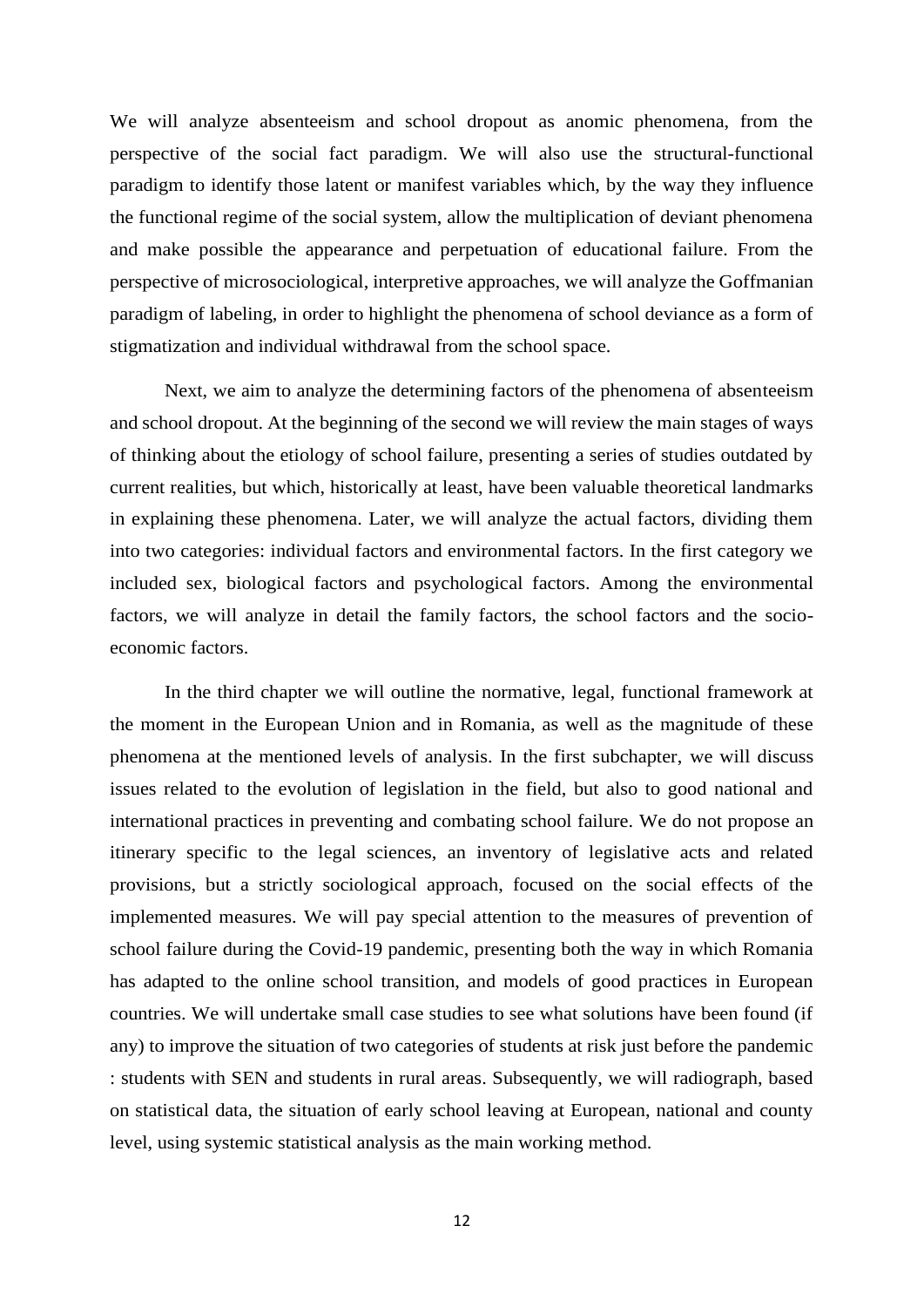We will analyze absenteeism and school dropout as anomic phenomena, from the perspective of the social fact paradigm. We will also use the structural-functional paradigm to identify those latent or manifest variables which, by the way they influence the functional regime of the social system, allow the multiplication of deviant phenomena and make possible the appearance and perpetuation of educational failure. From the perspective of microsociological, interpretive approaches, we will analyze the Goffmanian paradigm of labeling, in order to highlight the phenomena of school deviance as a form of stigmatization and individual withdrawal from the school space.

Next, we aim to analyze the determining factors of the phenomena of absenteeism and school dropout. At the beginning of the second we will review the main stages of ways of thinking about the etiology of school failure, presenting a series of studies outdated by current realities, but which, historically at least, have been valuable theoretical landmarks in explaining these phenomena. Later, we will analyze the actual factors, dividing them into two categories: individual factors and environmental factors. In the first category we included sex, biological factors and psychological factors. Among the environmental factors, we will analyze in detail the family factors, the school factors and the socio-economic factors.

In the third chapter we will outline the normative, legal, functional framework at the moment in the European Union and in Romania, as well as the magnitude of these phenomena at the mentioned levels of analysis. In the first subchapter, we will discuss issues related to the evolution of legislation in the field, but also to good national and international practices in preventing and combating school failure. We do not propose an itinerary specific to the legal sciences, an inventory of legislative acts and related provisions, but a strictly sociological approach, focused on the social effects of the implemented measures. We will pay special attention to the measures of prevention of school failure during the Covid-19 pandemic, presenting both the way in which Romania has adapted to the online school transition, and models of good practices in European countries. We will undertake small case studies to see what solutions have been found (if any) to improve the situation of two categories of students at risk just before the pandemic : students with SEN and students in rural areas. Subsequently, we will radiograph, based on statistical data, the situation of early school leaving at European, national and county level, using systemic statistical analysis as the main working method.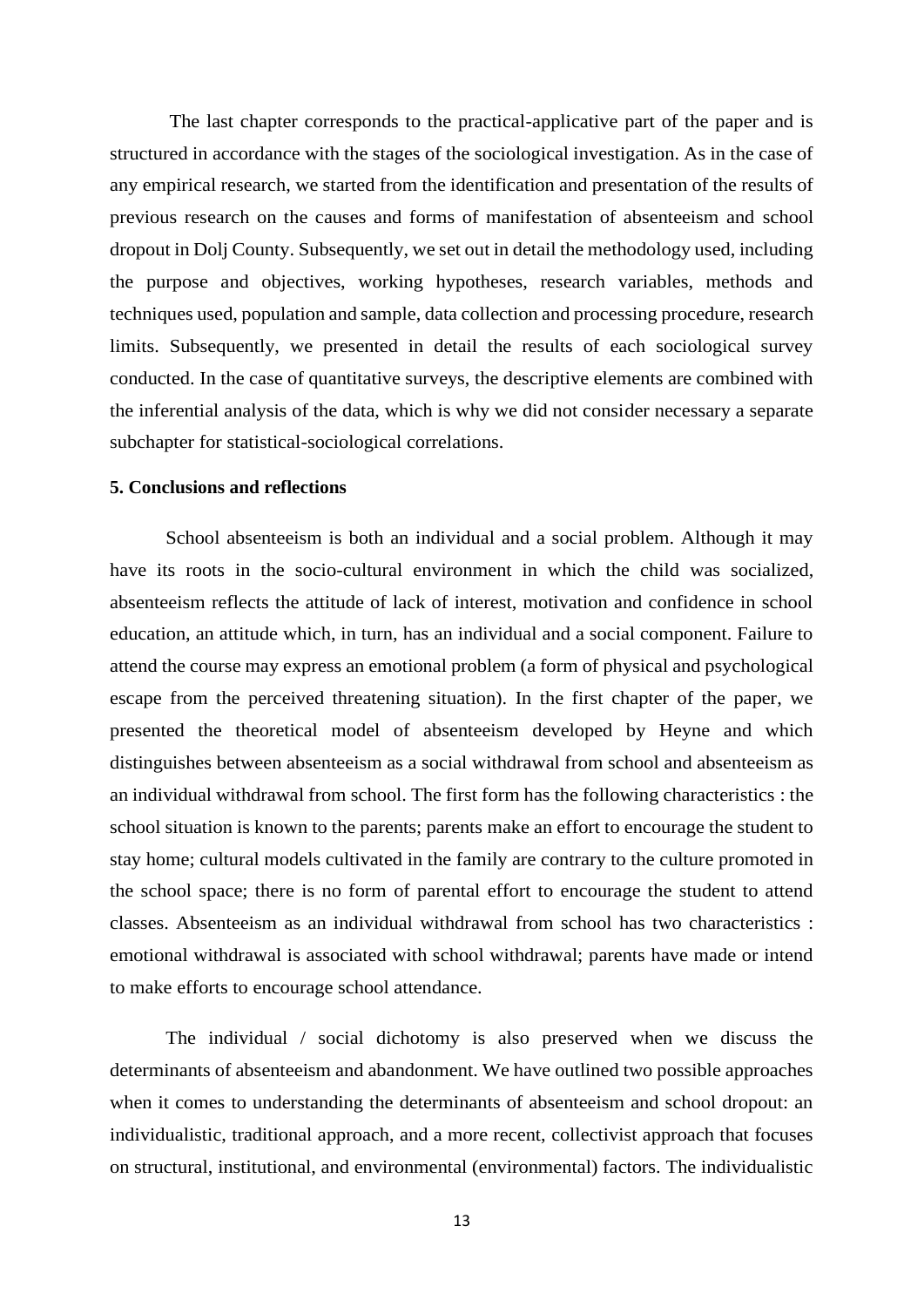The last chapter corresponds to the practical-applicative part of the paper and is structured in accordance with the stages of the sociological investigation. As in the case of any empirical research, we started from the identification and presentation of the results of previous research on the causes and forms of manifestation of absenteeism and school dropout in Dolj County. Subsequently, we set out in detail the methodology used, including the purpose and objectives, working hypotheses, research variables, methods and techniques used, population and sample, data collection and processing procedure, research limits. Subsequently, we presented in detail the results of each sociological survey conducted. In the case of quantitative surveys, the descriptive elements are combined with the inferential analysis of the data, which is why we did not consider necessary a separate subchapter for statistical-sociological correlations.

## 5. Conclusions and reflections

School absenteeism is both an individual and a social problem. Although it may have its roots in the socio-cultural environment in which the child was socialized, absenteeism reflects the attitude of lack of interest, motivation and confidence in school education, an attitude which, in turn, has an individual and a social component. Failure to attend the course may express an emotional problem (a form of physical and psychological escape from the perceived threatening situation). In the first chapter of the paper, we presented the theoretical model of absenteeism developed by Heyne and which distinguishes between absenteeism as a social withdrawal from school and absenteeism as an individual withdrawal from school. The first form has the following characteristics : the school situation is known to the parents; parents make an effort to encourage the student to stay home; cultural models cultivated in the family are contrary to the culture promoted in the school space; there is no form of parental effort to encourage the student to attend classes. Absenteeism as an individual withdrawal from school has two characteristics : emotional withdrawal is associated with school withdrawal; parents have made or intend to make efforts to encourage school attendance.

The individual / social dichotomy is also preserved when we discuss the determinants of absenteeism and abandonment. We have outlined two possible approaches when it comes to understanding the determinants of absenteeism and school dropout: an individualistic, traditional approach, and a more recent, collectivist approach that focuses on structural, institutional, and environmental (environmental) factors. The individualistic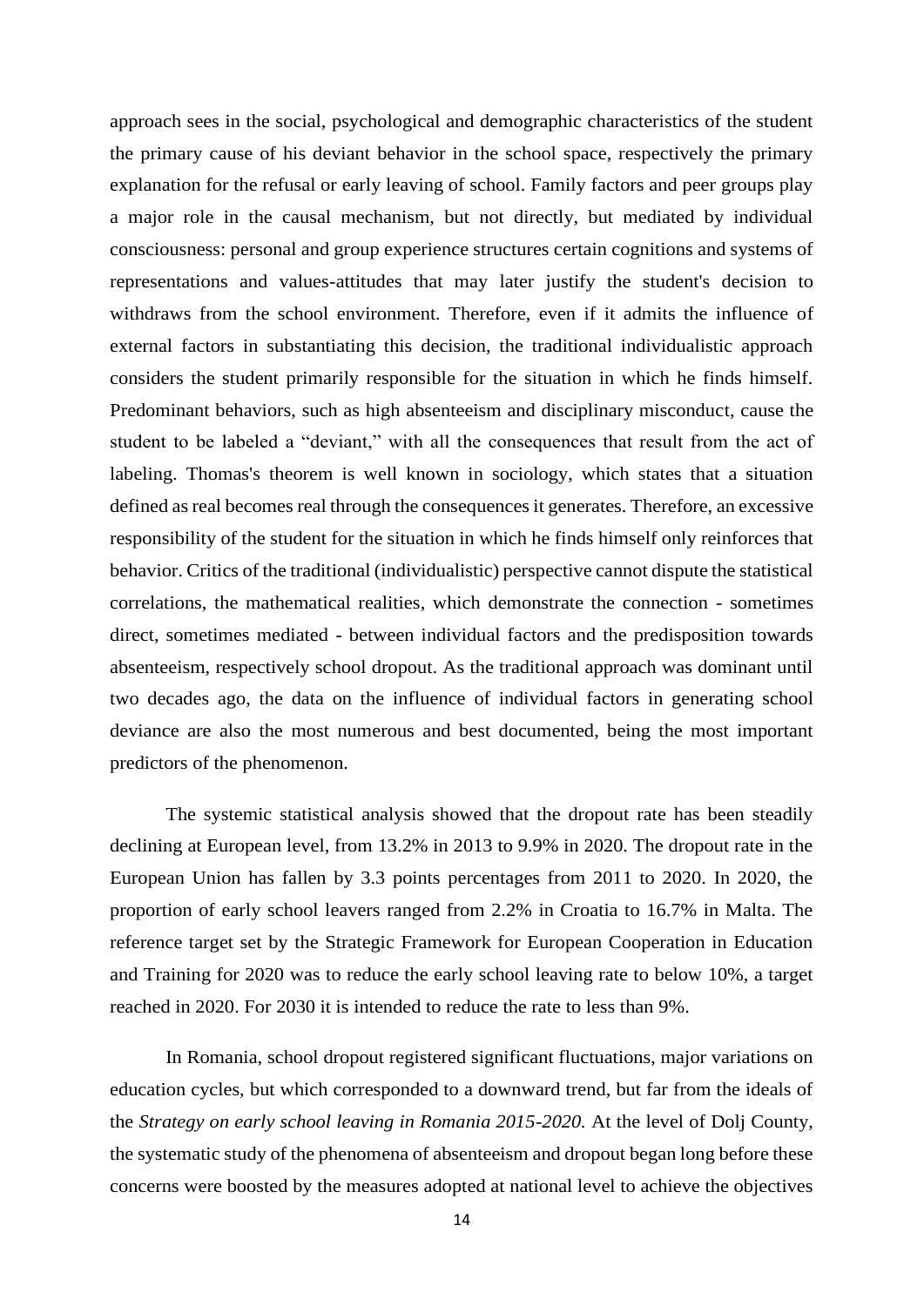approach sees in the social, psychological and demographic characteristics of the student the primary cause of his deviant behavior in the school space, respectively the primary explanation for the refusal or early leaving of school. Family factors and peer groups play a major role in the causal mechanism, but not directly, but mediated by individual consciousness: personal and group experience structures certain cognitions and systems of representations and values-attitudes that may later justify the student's decision to withdraws from the school environment. Therefore, even if it admits the influence of external factors in substantiating this decision, the traditional individualistic approach considers the student primarily responsible for the situation in which he finds himself. Predominant behaviors, such as high absenteeism and disciplinary misconduct, cause the student to be labeled a "deviant," with all the consequences that result from the act of labeling. Thomas's theorem is well known in sociology, which states that a situation defined as real becomes real through the consequences it generates. Therefore, an excessive responsibility of the student for the situation in which he finds himself only reinforces that behavior. Critics of the traditional (individualistic) perspective cannot dispute the statistical correlations, the mathematical realities, which demonstrate the connection - sometimes direct, sometimes mediated - between individual factors and the predisposition towards absenteeism, respectively school dropout. As the traditional approach was dominant until two decades ago, the data on the influence of individual factors in generating school deviance are also the most numerous and best documented, being the most important predictors of the phenomenon.

The systemic statistical analysis showed that the dropout rate has been steadily declining at European level, from 13.2% in 2013 to 9.9% in 2020. The dropout rate in the European Union has fallen by 3.3 points percentages from 2011 to 2020. In 2020, the proportion of early school leavers ranged from 2.2% in Croatia to 16.7% in Malta. The reference target set by the Strategic Framework for European Cooperation in Education and Training for 2020 was to reduce the early school leaving rate to below 10%, a target reached in 2020. For 2030 it is intended to reduce the rate to less than 9%.

In Romania, school dropout registered significant fluctuations, major variations on education cycles, but which corresponded to a downward trend, but far from the ideals of the *Strategy on early school leaving in Romania 2015-2020.* At the level of Dolj County, the systematic study of the phenomena of absenteeism and dropout began long before these concerns were boosted by the measures adopted at national level to achieve the objectives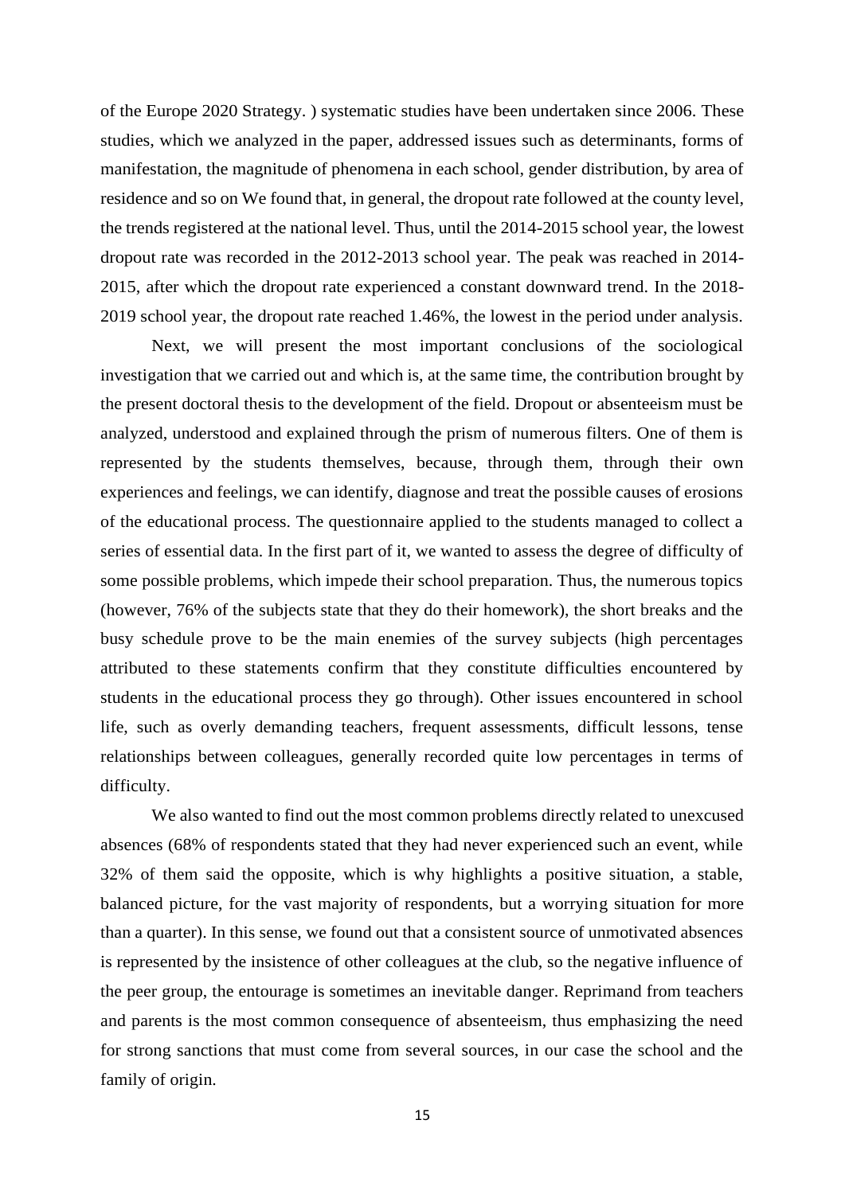of the Europe 2020 Strategy. ) systematic studies have been undertaken since 2006. These studies, which we analyzed in the paper, addressed issues such as determinants, forms of manifestation, the magnitude of phenomena in each school, gender distribution, by area of residence and so on We found that, in general, the dropout rate followed at the county level, the trends registered at the national level. Thus, until the 2014-2015 school year, the lowest dropout rate was recorded in the 2012-2013 school year. The peak was reached in 2014-2015, after which the dropout rate experienced a constant downward trend. In the 2018-2019 school year, the dropout rate reached 1.46%, the lowest in the period under analysis.

Next, we will present the most important conclusions of the sociological investigation that we carried out and which is, at the same time, the contribution brought by the present doctoral thesis to the development of the field. Dropout or absenteeism must be analyzed, understood and explained through the prism of numerous filters. One of them is represented by the students themselves, because, through them, through their own experiences and feelings, we can identify, diagnose and treat the possible causes of erosions of the educational process. The questionnaire applied to the students managed to collect a series of essential data. In the first part of it, we wanted to assess the degree of difficulty of some possible problems, which impede their school preparation. Thus, the numerous topics (however, 76% of the subjects state that they do their homework), the short breaks and the busy schedule prove to be the main enemies of the survey subjects (high percentages attributed to these statements confirm that they constitute difficulties encountered by students in the educational process they go through). Other issues encountered in school life, such as overly demanding teachers, frequent assessments, difficult lessons, tense relationships between colleagues, generally recorded quite low percentages in terms of difficulty.

We also wanted to find out the most common problems directly related to unexcused absences (68% of respondents stated that they had never experienced such an event, while 32% of them said the opposite, which is why highlights a positive situation, a stable, balanced picture, for the vast majority of respondents, but a worrying situation for more than a quarter). In this sense, we found out that a consistent source of unmotivated absences is represented by the insistence of other colleagues at the club, so the negative influence of the peer group, the entourage is sometimes an inevitable danger. Reprimand from teachers and parents is the most common consequence of absenteeism, thus emphasizing the need for strong sanctions that must come from several sources, in our case the school and the family of origin.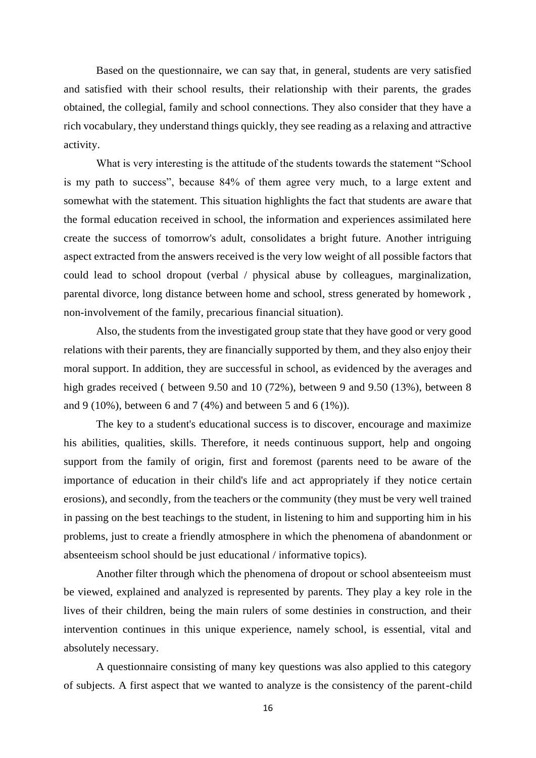Based on the questionnaire, we can say that, in general, students are very satisfied and satisfied with their school results, their relationship with their parents, the grades obtained, the collegial, family and school connections. They also consider that they have a rich vocabulary, they understand things quickly, they see reading as a relaxing and attractive activity.

What is very interesting is the attitude of the students towards the statement "School is my path to success", because 84% of them agree very much, to a large extent and somewhat with the statement. This situation highlights the fact that students are aware that the formal education received in school, the information and experiences assimilated here create the success of tomorrow's adult, consolidates a bright future. Another intriguing aspect extracted from the answers received is the very low weight of all possible factors that could lead to school dropout (verbal / physical abuse by colleagues, marginalization, parental divorce, long distance between home and school, stress generated by homework , non-involvement of the family, precarious financial situation).

Also, the students from the investigated group state that they have good or very good relations with their parents, they are financially supported by them, and they also enjoy their moral support. In addition, they are successful in school, as evidenced by the averages and high grades received ( between 9.50 and 10 (72%), between 9 and 9.50 (13%), between 8 and 9 (10%), between 6 and 7 (4%) and between 5 and 6 (1%)).

The key to a student's educational success is to discover, encourage and maximize his abilities, qualities, skills. Therefore, it needs continuous support, help and ongoing support from the family of origin, first and foremost (parents need to be aware of the importance of education in their child's life and act appropriately if they notice certain erosions), and secondly, from the teachers or the community (they must be very well trained in passing on the best teachings to the student, in listening to him and supporting him in his problems, just to create a friendly atmosphere in which the phenomena of abandonment or absenteeism school should be just educational / informative topics).

Another filter through which the phenomena of dropout or school absenteeism must be viewed, explained and analyzed is represented by parents. They play a key role in the lives of their children, being the main rulers of some destinies in construction, and their intervention continues in this unique experience, namely school, is essential, vital and absolutely necessary.

A questionnaire consisting of many key questions was also applied to this category of subjects. A first aspect that we wanted to analyze is the consistency of the parent-child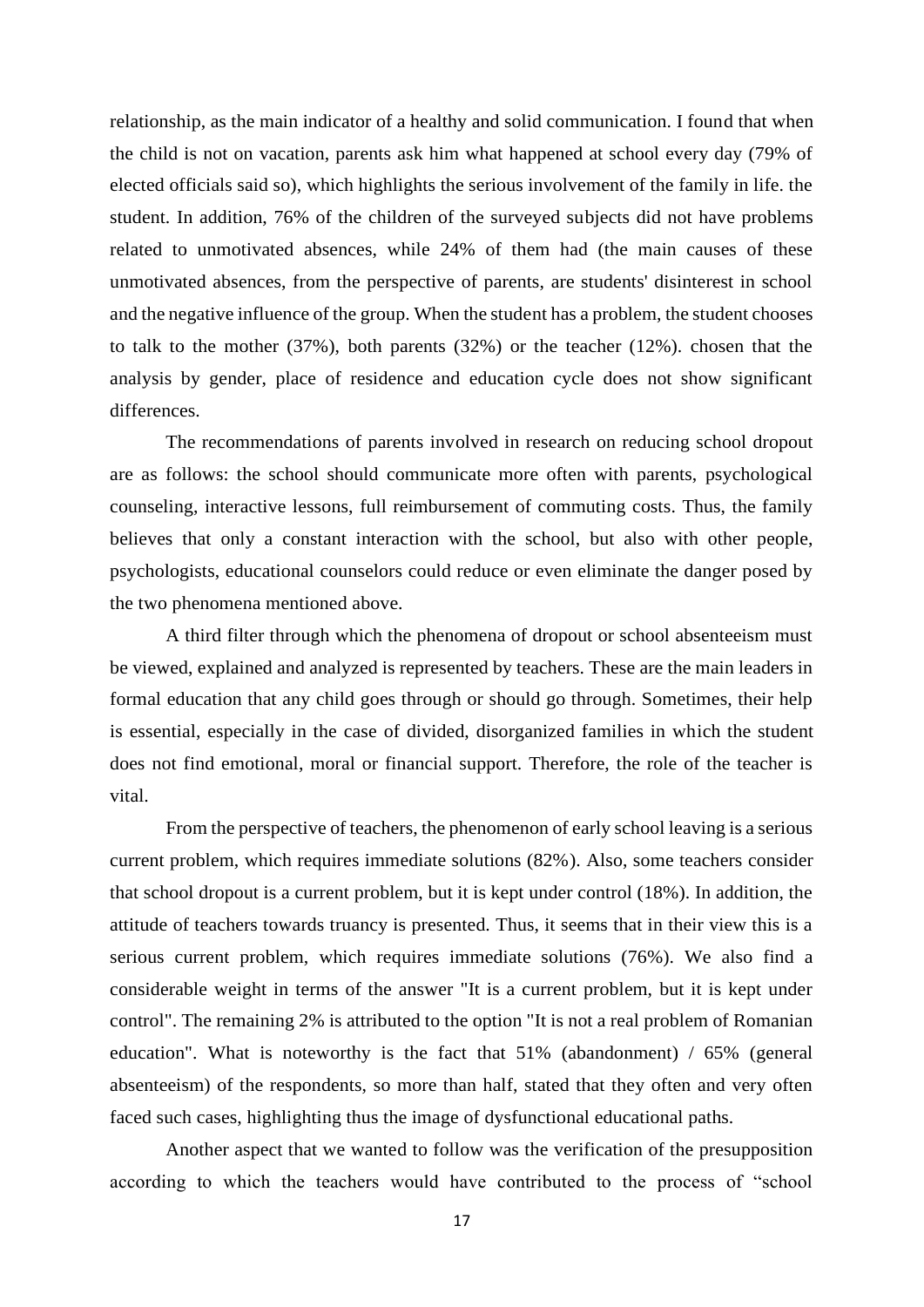relationship, as the main indicator of a healthy and solid communication. I found that when the child is not on vacation, parents ask him what happened at school every day (79% of elected officials said so), which highlights the serious involvement of the family in life. the student. In addition, 76% of the children of the surveyed subjects did not have problems related to unmotivated absences, while 24% of them had (the main causes of these unmotivated absences, from the perspective of parents, are students' disinterest in school and the negative influence of the group. When the student has a problem, the student chooses to talk to the mother (37%), both parents (32%) or the teacher (12%). chosen that the analysis by gender, place of residence and education cycle does not show significant differences.

The recommendations of parents involved in research on reducing school dropout are as follows: the school should communicate more often with parents, psychological counseling, interactive lessons, full reimbursement of commuting costs. Thus, the family believes that only a constant interaction with the school, but also with other people, psychologists, educational counselors could reduce or even eliminate the danger posed by the two phenomena mentioned above.

A third filter through which the phenomena of dropout or school absenteeism must be viewed, explained and analyzed is represented by teachers. These are the main leaders in formal education that any child goes through or should go through. Sometimes, their help is essential, especially in the case of divided, disorganized families in which the student does not find emotional, moral or financial support. Therefore, the role of the teacher is vital.

From the perspective of teachers, the phenomenon of early school leaving is a serious current problem, which requires immediate solutions (82%). Also, some teachers consider that school dropout is a current problem, but it is kept under control (18%). In addition, the attitude of teachers towards truancy is presented. Thus, it seems that in their view this is a serious current problem, which requires immediate solutions (76%). We also find a considerable weight in terms of the answer "It is a current problem, but it is kept under control". The remaining 2% is attributed to the option "It is not a real problem of Romanian education". What is noteworthy is the fact that 51% (abandonment) / 65% (general absenteeism) of the respondents, so more than half, stated that they often and very often faced such cases, highlighting thus the image of dysfunctional educational paths.

Another aspect that we wanted to follow was the verification of the presupposition according to which the teachers would have contributed to the process of "school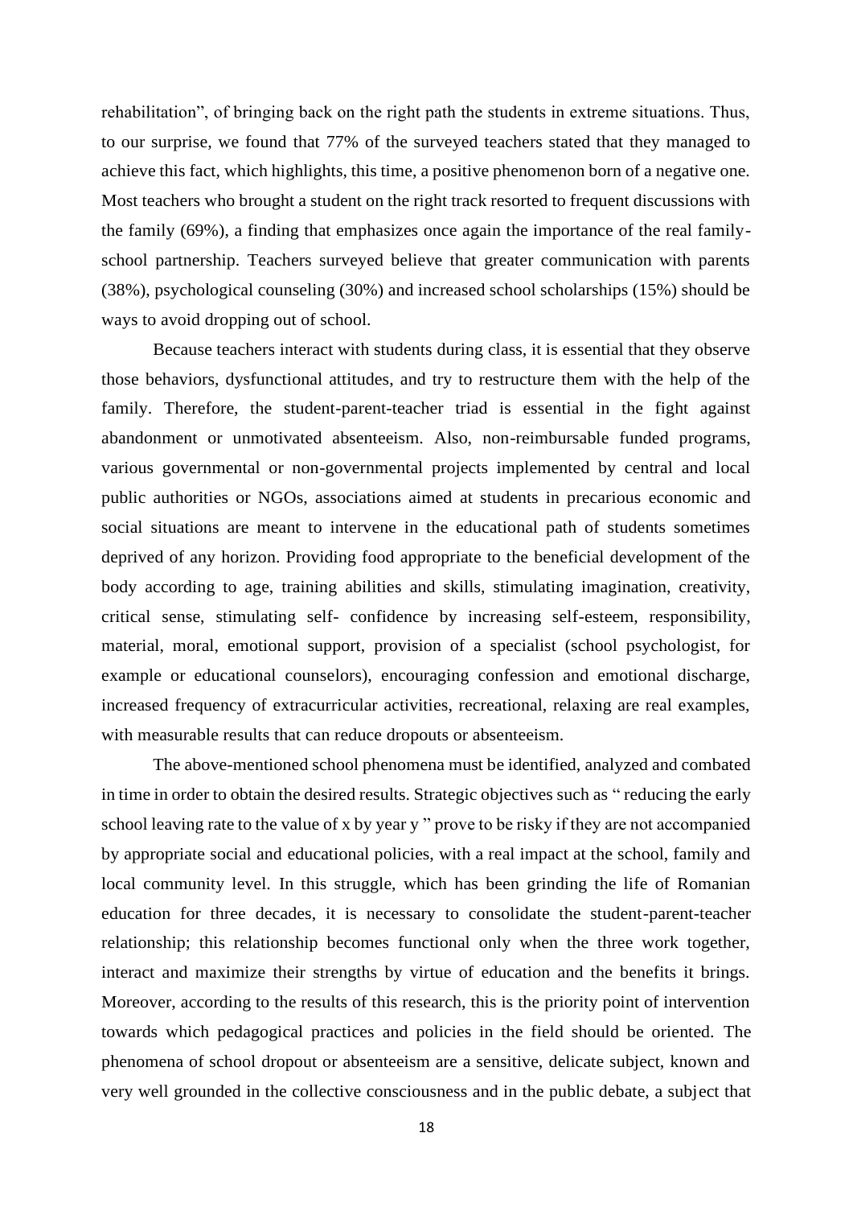rehabilitation", of bringing back on the right path the students in extreme situations. Thus, to our surprise, we found that 77% of the surveyed teachers stated that they managed to achieve this fact, which highlights, this time, a positive phenomenon born of a negative one. Most teachers who brought a student on the right track resorted to frequent discussions with the family (69%), a finding that emphasizes once again the importance of the real family-school partnership. Teachers surveyed believe that greater communication with parents (38%), psychological counseling (30%) and increased school scholarships (15%) should be ways to avoid dropping out of school.

Because teachers interact with students during class, it is essential that they observe those behaviors, dysfunctional attitudes, and try to restructure them with the help of the family. Therefore, the student-parent-teacher triad is essential in the fight against abandonment or unmotivated absenteeism. Also, non-reimbursable funded programs, various governmental or non-governmental projects implemented by central and local public authorities or NGOs, associations aimed at students in precarious economic and social situations are meant to intervene in the educational path of students sometimes deprived of any horizon. Providing food appropriate to the beneficial development of the body according to age, training abilities and skills, stimulating imagination, creativity, critical sense, stimulating self- confidence by increasing self-esteem, responsibility, material, moral, emotional support, provision of a specialist (school psychologist, for example or educational counselors), encouraging confession and emotional discharge, increased frequency of extracurricular activities, recreational, relaxing are real examples, with measurable results that can reduce dropouts or absenteeism.

The above-mentioned school phenomena must be identified, analyzed and combated in time in order to obtain the desired results. Strategic objectives such as " reducing the early school leaving rate to the value of x by year y " prove to be risky if they are not accompanied by appropriate social and educational policies, with a real impact at the school, family and local community level. In this struggle, which has been grinding the life of Romanian education for three decades, it is necessary to consolidate the student-parent-teacher relationship; this relationship becomes functional only when the three work together, interact and maximize their strengths by virtue of education and the benefits it brings. Moreover, according to the results of this research, this is the priority point of intervention towards which pedagogical practices and policies in the field should be oriented. The phenomena of school dropout or absenteeism are a sensitive, delicate subject, known and very well grounded in the collective consciousness and in the public debate, a subject that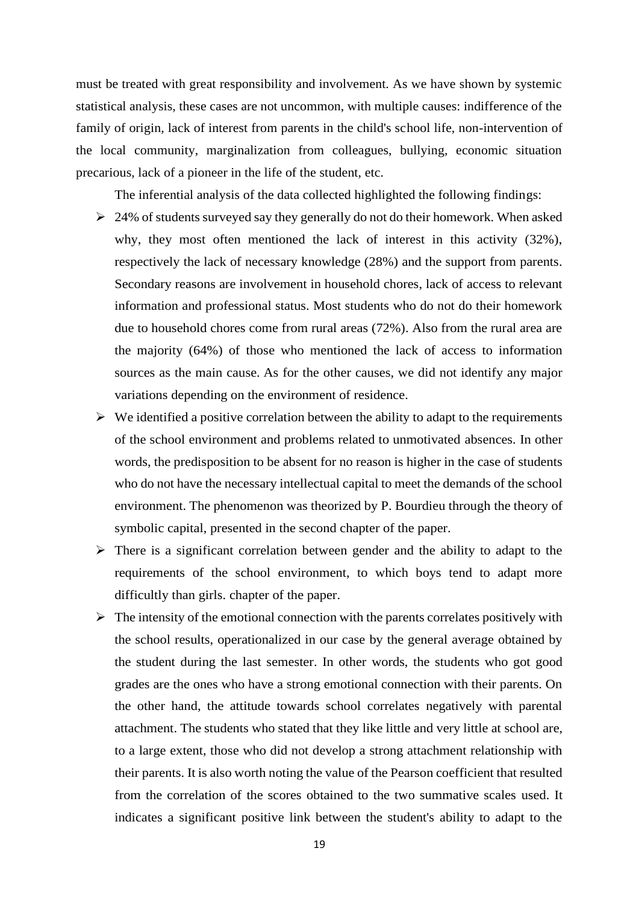must be treated with great responsibility and involvement. As we have shown by systemic statistical analysis, these cases are not uncommon, with multiple causes: indifference of the family of origin, lack of interest from parents in the child's school life, non-intervention of the local community, marginalization from colleagues, bullying, economic situation precarious, lack of a pioneer in the life of the student, etc.

The inferential analysis of the data collected highlighted the following findings:

- 24% of students surveyed say they generally do not do their homework. When asked why, they most often mentioned the lack of interest in this activity (32%), respectively the lack of necessary knowledge (28%) and the support from parents. Secondary reasons are involvement in household chores, lack of access to relevant information and professional status. Most students who do not do their homework due to household chores come from rural areas (72%). Also from the rural area are the majority (64%) of those who mentioned the lack of access to information sources as the main cause. As for the other causes, we did not identify any major variations depending on the environment of residence.
- We identified a positive correlation between the ability to adapt to the requirements of the school environment and problems related to unmotivated absences. In other words, the predisposition to be absent for no reason is higher in the case of students who do not have the necessary intellectual capital to meet the demands of the school environment. The phenomenon was theorized by P. Bourdieu through the theory of symbolic capital, presented in the second chapter of the paper.
- There is a significant correlation between gender and the ability to adapt to the requirements of the school environment, to which boys tend to adapt more difficultly than girls. chapter of the paper.
- The intensity of the emotional connection with the parents correlates positively with the school results, operationalized in our case by the general average obtained by the student during the last semester. In other words, the students who got good grades are the ones who have a strong emotional connection with their parents. On the other hand, the attitude towards school correlates negatively with parental attachment. The students who stated that they like little and very little at school are, to a large extent, those who did not develop a strong attachment relationship with their parents. It is also worth noting the value of the Pearson coefficient that resulted from the correlation of the scores obtained to the two summative scales used. It indicates a significant positive link between the student's ability to adapt to the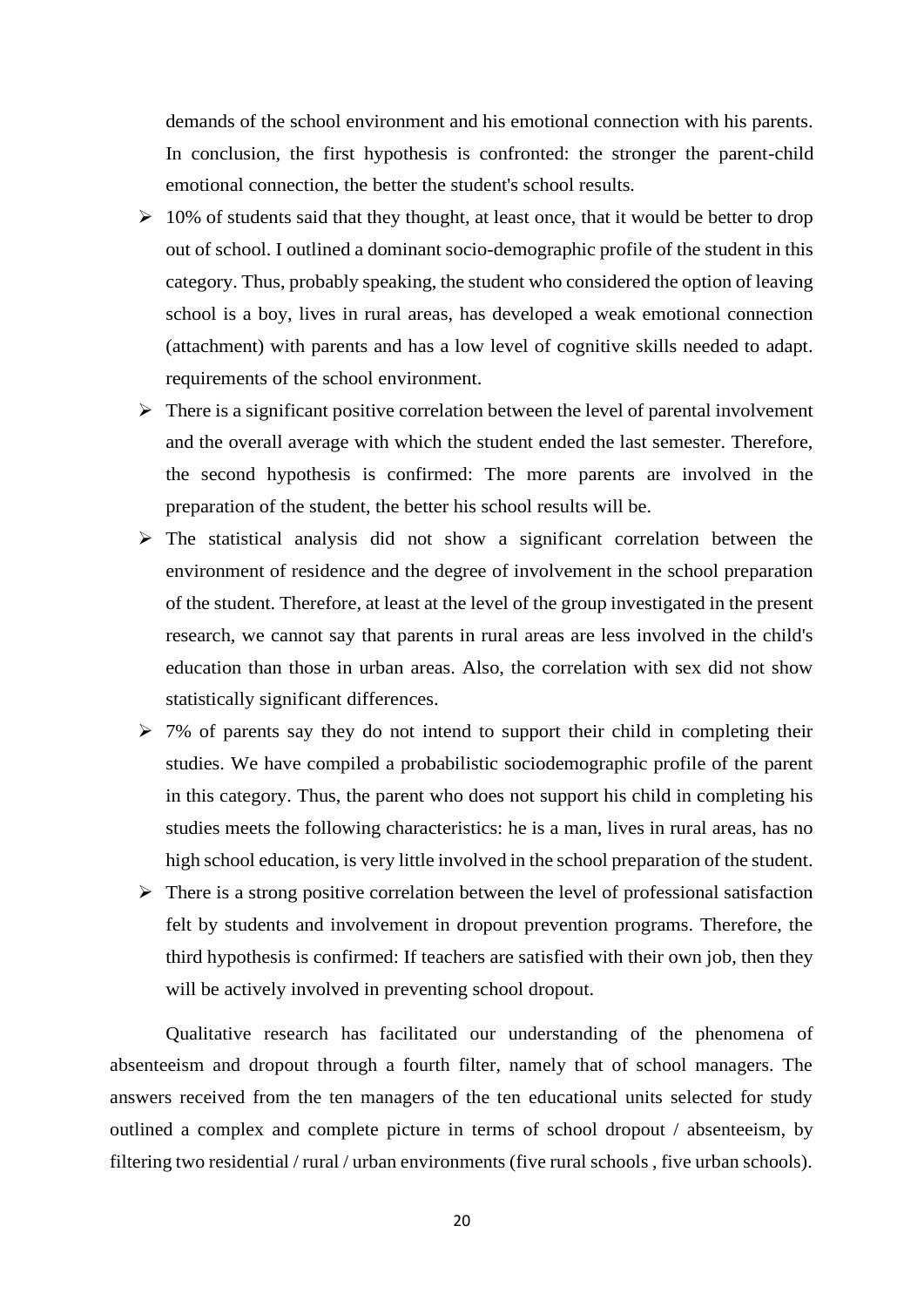demands of the school environment and his emotional connection with his parents. In conclusion, the first hypothesis is confronted: the stronger the parent-child emotional connection, the better the student's school results.

- 10% of students said that they thought, at least once, that it would be better to drop out of school. I outlined a dominant socio-demographic profile of the student in this category. Thus, probably speaking, the student who considered the option of leaving school is a boy, lives in rural areas, has developed a weak emotional connection (attachment) with parents and has a low level of cognitive skills needed to adapt. requirements of the school environment.
- There is a significant positive correlation between the level of parental involvement and the overall average with which the student ended the last semester. Therefore, the second hypothesis is confirmed: The more parents are involved in the preparation of the student, the better his school results will be.
- The statistical analysis did not show a significant correlation between the environment of residence and the degree of involvement in the school preparation of the student. Therefore, at least at the level of the group investigated in the present research, we cannot say that parents in rural areas are less involved in the child's education than those in urban areas. Also, the correlation with sex did not show statistically significant differences.
- 7% of parents say they do not intend to support their child in completing their studies. We have compiled a probabilistic sociodemographic profile of the parent in this category. Thus, the parent who does not support his child in completing his studies meets the following characteristics: he is a man, lives in rural areas, has no high school education, is very little involved in the school preparation of the student.
- There is a strong positive correlation between the level of professional satisfaction felt by students and involvement in dropout prevention programs. Therefore, the third hypothesis is confirmed: If teachers are satisfied with their own job, then they will be actively involved in preventing school dropout.

Qualitative research has facilitated our understanding of the phenomena of absenteeism and dropout through a fourth filter, namely that of school managers. The answers received from the ten managers of the ten educational units selected for study outlined a complex and complete picture in terms of school dropout / absenteeism, by filtering two residential / rural / urban environments (five rural schools , five urban schools).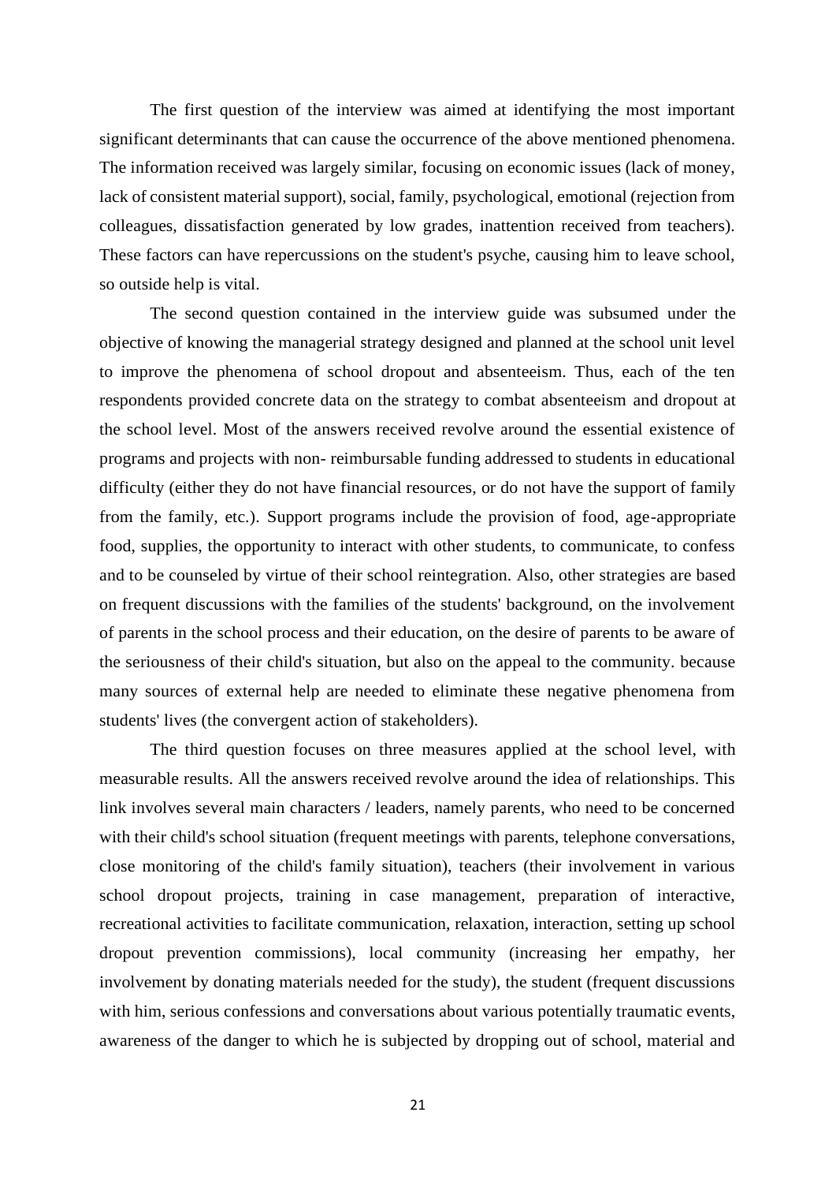The first question of the interview was aimed at identifying the most important significant determinants that can cause the occurrence of the above mentioned phenomena. The information received was largely similar, focusing on economic issues (lack of money, lack of consistent material support), social, family, psychological, emotional (rejection from colleagues, dissatisfaction generated by low grades, inattention received from teachers). These factors can have repercussions on the student's psyche, causing him to leave school, so outside help is vital.

The second question contained in the interview guide was subsumed under the objective of knowing the managerial strategy designed and planned at the school unit level to improve the phenomena of school dropout and absenteeism. Thus, each of the ten respondents provided concrete data on the strategy to combat absenteeism and dropout at the school level. Most of the answers received revolve around the essential existence of programs and projects with non- reimbursable funding addressed to students in educational difficulty (either they do not have financial resources, or do not have the support of family from the family, etc.). Support programs include the provision of food, age-appropriate food, supplies, the opportunity to interact with other students, to communicate, to confess and to be counseled by virtue of their school reintegration. Also, other strategies are based on frequent discussions with the families of the students' background, on the involvement of parents in the school process and their education, on the desire of parents to be aware of the seriousness of their child's situation, but also on the appeal to the community. because many sources of external help are needed to eliminate these negative phenomena from students' lives (the convergent action of stakeholders).

The third question focuses on three measures applied at the school level, with measurable results. All the answers received revolve around the idea of relationships. This link involves several main characters / leaders, namely parents, who need to be concerned with their child's school situation (frequent meetings with parents, telephone conversations, close monitoring of the child's family situation), teachers (their involvement in various school dropout projects, training in case management, preparation of interactive, recreational activities to facilitate communication, relaxation, interaction, setting up school dropout prevention commissions), local community (increasing her empathy, her involvement by donating materials needed for the study), the student (frequent discussions with him, serious confessions and conversations about various potentially traumatic events, awareness of the danger to which he is subjected by dropping out of school, material and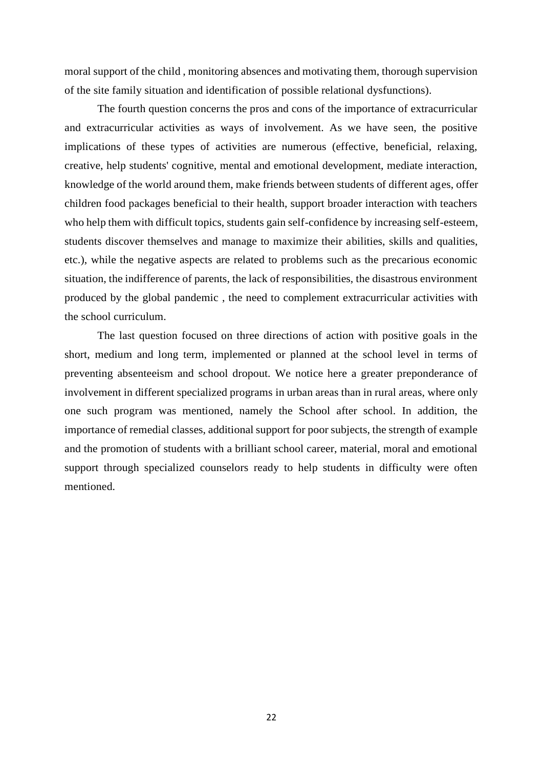moral support of the child , monitoring absences and motivating them, thorough supervision of the site family situation and identification of possible relational dysfunctions).

The fourth question concerns the pros and cons of the importance of extracurricular and extracurricular activities as ways of involvement. As we have seen, the positive implications of these types of activities are numerous (effective, beneficial, relaxing, creative, help students' cognitive, mental and emotional development, mediate interaction, knowledge of the world around them, make friends between students of different ages, offer children food packages beneficial to their health, support broader interaction with teachers who help them with difficult topics, students gain self-confidence by increasing self-esteem, students discover themselves and manage to maximize their abilities, skills and qualities, etc.), while the negative aspects are related to problems such as the precarious economic situation, the indifference of parents, the lack of responsibilities, the disastrous environment produced by the global pandemic , the need to complement extracurricular activities with the school curriculum.

The last question focused on three directions of action with positive goals in the short, medium and long term, implemented or planned at the school level in terms of preventing absenteeism and school dropout. We notice here a greater preponderance of involvement in different specialized programs in urban areas than in rural areas, where only one such program was mentioned, namely the School after school. In addition, the importance of remedial classes, additional support for poor subjects, the strength of example and the promotion of students with a brilliant school career, material, moral and emotional support through specialized counselors ready to help students in difficulty were often mentioned.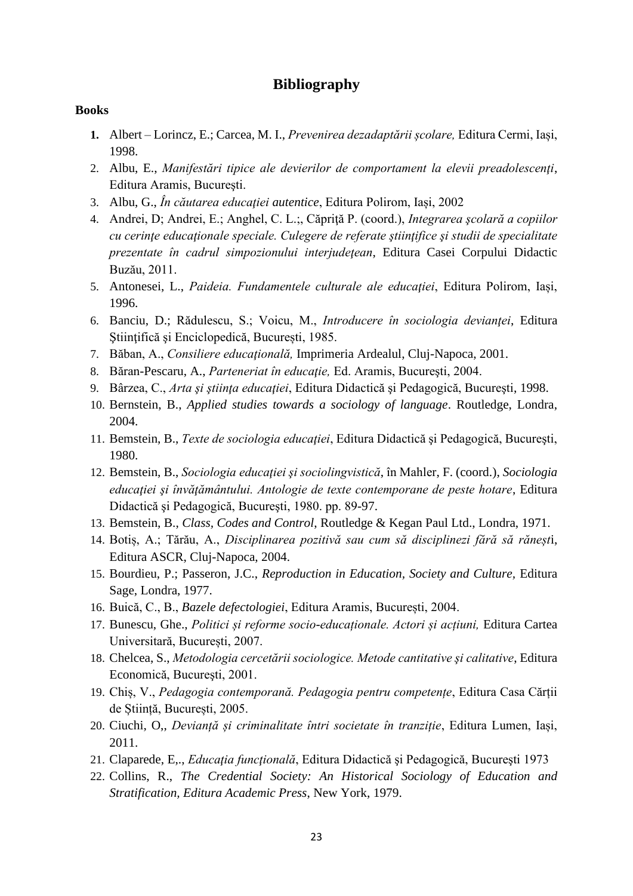# Bibliography

**Books**

1. Albert – Lorincz, E.; Carcea, M. I., *Prevenirea dezadaptării școlare,* Editura Cermi, Iași, 1998.
2. Albu, E., *Manifestări tipice ale devierilor de comportament la elevii preadolescenţi*, Editura Aramis, Bucureşti.
3. Albu, G., *În căutarea educației autentice*, Editura Polirom, Iași, 2002
4. Andrei, D; Andrei, E.; Anghel, C. L.;, Căpriţă P. (coord.), *Integrarea şcolară a copiilor cu cerinţe educaţionale speciale. Culegere de referate ştiinţifice şi studii de specialitate prezentate în cadrul simpozionului interjudeţean*, Editura Casei Corpului Didactic Buzău, 2011.
5. Antonesei, L., *Paideia. Fundamentele culturale ale educației*, Editura Polirom, Iași, 1996.
6. Banciu, D.; Rădulescu, S.; Voicu, M., *Introducere în sociologia devianţei*, Editura Ştiinţifică şi Enciclopedică, Bucureşti, 1985.
7. Băban, A., *Consiliere educaţională,* Imprimeria Ardealul, Cluj-Napoca, 2001.
8. Băran-Pescaru, A., *Parteneriat în educaţie,* Ed. Aramis, Bucureşti, 2004.
9. Bârzea, C., *Arta şi ştiinţa educaţiei*, Editura Didactică şi Pedagogică, Bucureşti, 1998.
10. Bernstein, B., *Applied studies towards a sociology of language*. Routledge, Londra, 2004.
11. Bemstein, B., *Texte de sociologia educaţiei*, Editura Didactică şi Pedagogică, Bucureşti, 1980.
12. Bemstein, B., *Sociologia educaţiei şi sociolingvistică*, în Mahler, F. (coord.), *Sociologia educaţiei şi învăţământului. Antologie de texte contemporane de peste hotare*, Editura Didactică şi Pedagogică, Bucureşti, 1980. pp. 89-97.
13. Bemstein, B., *Class, Codes and Control*, Routledge & Kegan Paul Ltd., Londra, 1971.
14. Botiș, A.; Tărău, A., *Disciplinarea pozitivă sau cum să disciplinezi fără să rănești*, Editura ASCR, Cluj-Napoca, 2004.
15. Bourdieu, P.; Passeron, J.C., *Reproduction in Education, Society and Culture,* Editura Sage, Londra, 1977.
16. Buică, C., B., *Bazele defectologiei*, Editura Aramis, București, 2004.
17. Bunescu, Ghe., *Politici și reforme socio-educaționale. Actori și acțiuni,* Editura Cartea Universitară, București, 2007.
18. Chelcea, S., *Metodologia cercetării sociologice. Metode cantitative şi calitative*, Editura Economică, Bucureşti, 2001.
19. Chiș, V., *Pedagogia contemporană. Pedagogia pentru competențe*, Editura Casa Cărții de Știință, București, 2005.
20. Ciuchi, O,, *Devianță și criminalitate întri societate în tranziție*, Editura Lumen, Iași, 2011.
21. Claparede, E,., *Educaţia funcţională*, Editura Didactică şi Pedagogică, Bucureşti 1973
22. Collins, R., *The Credential Society: An Historical Sociology of Education and Stratification, Editura Academic Press*, New York, 1979.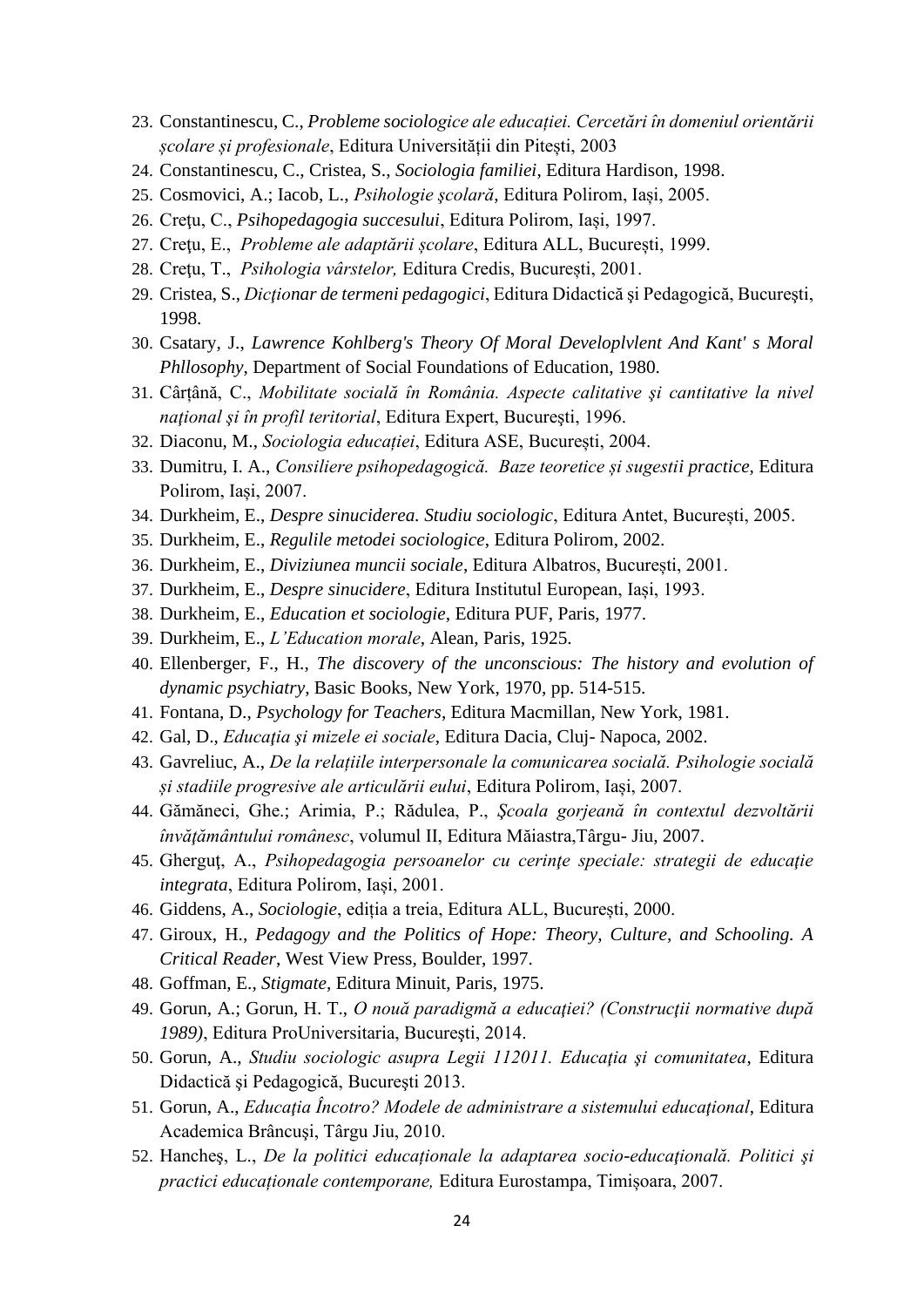23. Constantinescu, C., *Probleme sociologice ale educației. Cercetări în domeniul orientării școlare și profesionale*, Editura Universității din Pitești, 2003
24. Constantinescu, C., Cristea, S., *Sociologia familiei*, Editura Hardison, 1998.
25. Cosmovici, A.; Iacob, L., *Psihologie școlară*, Editura Polirom, Iași, 2005.
26. Creţu, C., *Psihopedagogia succesului*, Editura Polirom, Iași, 1997.
27. Creţu, E., *Probleme ale adaptării școlare*, Editura ALL, București, 1999.
28. Creţu, T., *Psihologia vârstelor,* Editura Credis, București, 2001.
29. Cristea, S., *Dicţionar de termeni pedagogici*, Editura Didactică şi Pedagogică, Bucureşti, 1998.
30. Csatary, J., *Lawrence Kohlberg's Theory Of Moral Developlvlent And Kant' s Moral Phllosophy*, Department of Social Foundations of Education, 1980.
31. Cârțână, C., *Mobilitate socială în România. Aspecte calitative şi cantitative la nivel naţional şi în profil teritorial*, Editura Expert, Bucureşti, 1996.
32. Diaconu, M., *Sociologia educației*, Editura ASE, București, 2004.
33. Dumitru, I. A., *Consiliere psihopedagogică. Baze teoretice și sugestii practice*, Editura Polirom, Iași, 2007.
34. Durkheim, E., *Despre sinuciderea. Studiu sociologic*, Editura Antet, București, 2005.
35. Durkheim, E., *Regulile metodei sociologice*, Editura Polirom, 2002.
36. Durkheim, E., *Diviziunea muncii sociale*, Editura Albatros, București, 2001.
37. Durkheim, E., *Despre sinucidere*, Editura Institutul European, Iași, 1993.
38. Durkheim, E., *Education et sociologie*, Editura PUF, Paris, 1977.
39. Durkheim, E., *L'Education morale*, Alean, Paris, 1925.
40. Ellenberger, F., H., *The discovery of the unconscious: The history and evolution of dynamic psychiatry*, Basic Books, New York, 1970, pp. 514-515.
41. Fontana, D., *Psychology for Teachers*, Editura Macmillan, New York, 1981.
42. Gal, D., *Educația și mizele ei sociale*, Editura Dacia, Cluj- Napoca, 2002.
43. Gavreliuc, A., *De la relațiile interpersonale la comunicarea socială. Psihologie socială și stadiile progresive ale articulării eului*, Editura Polirom, Iași, 2007.
44. Gămăneci, Ghe.; Arimia, P.; Rădulea, P., *Şcoala gorjeană în contextul dezvoltării învăţământului românesc*, volumul II, Editura Măiastra,Târgu- Jiu, 2007.
45. Gherguţ, A., *Psihopedagogia persoanelor cu cerințe speciale: strategii de educaţie integrata*, Editura Polirom, Iași, 2001.
46. Giddens, A., *Sociologie*, ediția a treia, Editura ALL, București, 2000.
47. Giroux, H., *Pedagogy and the Politics of Hope: Theory, Culture, and Schooling. A Critical Reader*, West View Press, Boulder, 1997.
48. Goffman, E., *Stigmate*, Editura Minuit, Paris, 1975.
49. Gorun, A.; Gorun, H. T., *O nouă paradigmă a educaţiei? (Construcţii normative după 1989)*, Editura ProUniversitaria, Bucureşti, 2014.
50. Gorun, A., *Studiu sociologic asupra Legii 112011. Educaţia şi comunitatea*, Editura Didactică şi Pedagogică, Bucureşti 2013.
51. Gorun, A., *Educaţia Încotro? Modele de administrare a sistemului educaţional*, Editura Academica Brâncuşi, Târgu Jiu, 2010.
52. Hancheş, L., *De la politici educaționale la adaptarea socio-educaţională. Politici şi practici educaționale contemporane,* Editura Eurostampa, Timișoara, 2007.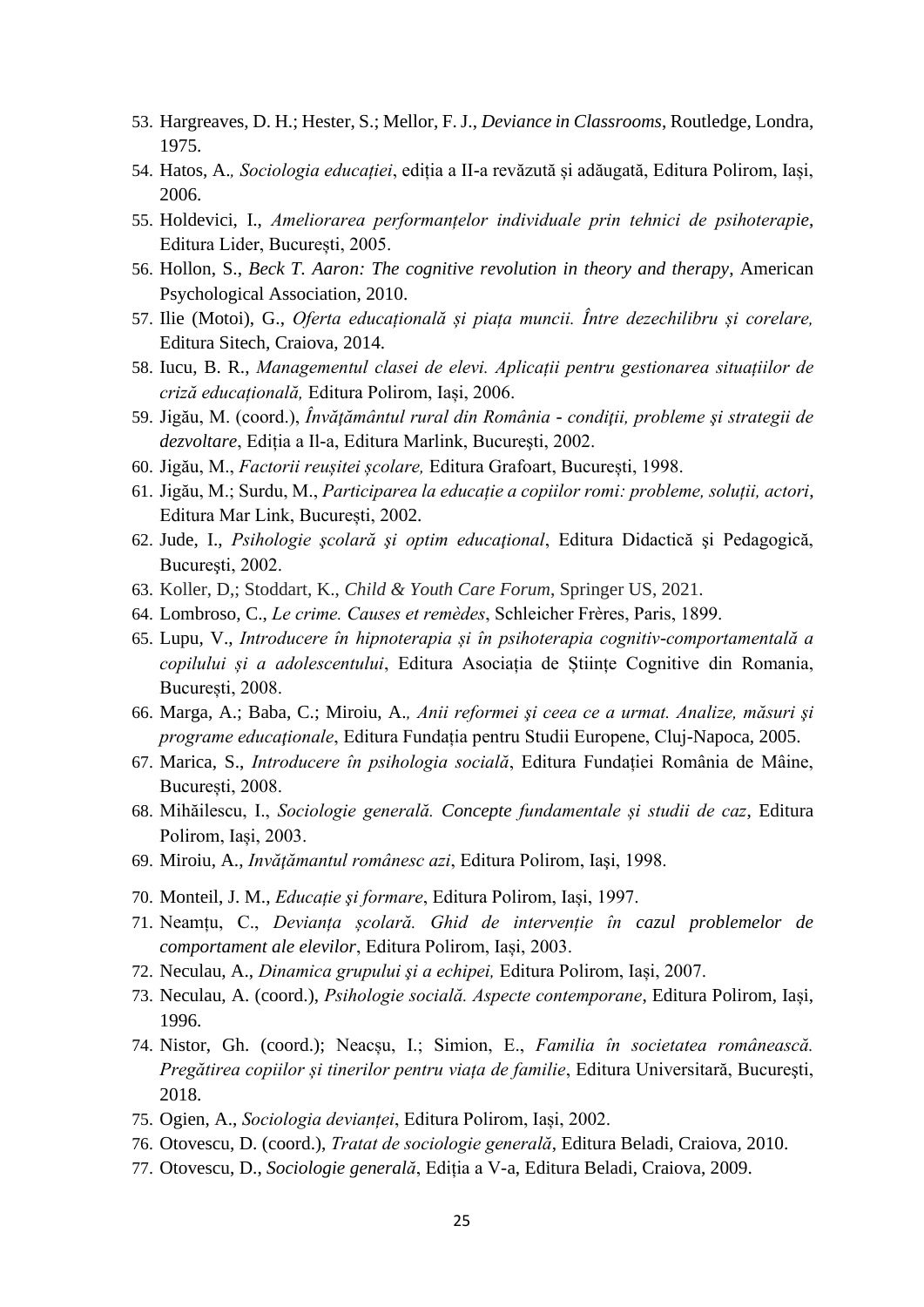53. Hargreaves, D. H.; Hester, S.; Mellor, F. J., *Deviance in Classrooms*, Routledge, Londra, 1975.
54. Hatos, A., *Sociologia educației*, ediția a II-a revăzută și adăugată, Editura Polirom, Iași, 2006.
55. Holdevici, I., *Ameliorarea performanțelor individuale prin tehnici de psihoterapie*, Editura Lider, București, 2005.
56. Hollon, S., *Beck T. Aaron: The cognitive revolution in theory and therapy*, American Psychological Association, 2010.
57. Ilie (Motoi), G., *Oferta educațională și piața muncii. Între dezechilibru și corelare,* Editura Sitech, Craiova, 2014.
58. Iucu, B. R., *Managementul clasei de elevi. Aplicații pentru gestionarea situațiilor de criză educațională,* Editura Polirom, Iași, 2006.
59. Jigău, M. (coord.), *Învăţământul rural din România - condiţii, probleme şi strategii de dezvoltare*, Ediția a Il-a, Editura Marlink, București, 2002.
60. Jigău, M., *Factorii reușitei școlare,* Editura Grafoart, București, 1998.
61. Jigău, M.; Surdu, M., *Participarea la educație a copiilor romi: probleme, soluții, actori*, Editura Mar Link, București, 2002.
62. Jude, I., *Psihologie şcolară şi optim educaţional*, Editura Didactică şi Pedagogică, Bucureşti, 2002.
63. Koller, D,; Stoddart, K., *Child & Youth Care Forum*, Springer US, 2021.
64. Lombroso, C., *Le crime. Causes et remèdes*, Schleicher Frères, Paris, 1899.
65. Lupu, V., *Introducere în hipnoterapia și în psihoterapia cognitiv-comportamentală a copilului și a adolescentului*, Editura Asociația de Științe Cognitive din Romania, București, 2008.
66. Marga, A.; Baba, C.; Miroiu, A., *Anii reformei şi ceea ce a urmat. Analize, măsuri şi programe educaţionale*, Editura Fundația pentru Studii Europene, Cluj-Napoca, 2005.
67. Marica, S., *Introducere în psihologia socială*, Editura Fundației România de Mâine, București, 2008.
68. Mihăilescu, I., *Sociologie generală. Concepte fundamentale și studii de caz*, Editura Polirom, Iași, 2003.
69. Miroiu, A., *Invăţămantul românesc azi*, Editura Polirom, Iaşi, 1998.
70. Monteil, J. M., *Educație şi formare*, Editura Polirom, Iași, 1997.
71. Neamțu, C., *Devianța școlară. Ghid de intervenție în cazul problemelor de comportament ale elevilor*, Editura Polirom, Iași, 2003.
72. Neculau, A., *Dinamica grupului şi a echipei,* Editura Polirom, Iași, 2007.
73. Neculau, A. (coord.), *Psihologie socială. Aspecte contemporane*, Editura Polirom, Iași, 1996.
74. Nistor, Gh. (coord.); Neacșu, I.; Simion, E., *Familia în societatea românească. Pregătirea copiilor și tinerilor pentru viața de familie*, Editura Universitară, București, 2018.
75. Ogien, A., *Sociologia devianței*, Editura Polirom, Iași, 2002.
76. Otovescu, D. (coord.), *Tratat de sociologie generală*, Editura Beladi, Craiova, 2010.
77. Otovescu, D., *Sociologie generală*, Ediția a V-a, Editura Beladi, Craiova, 2009.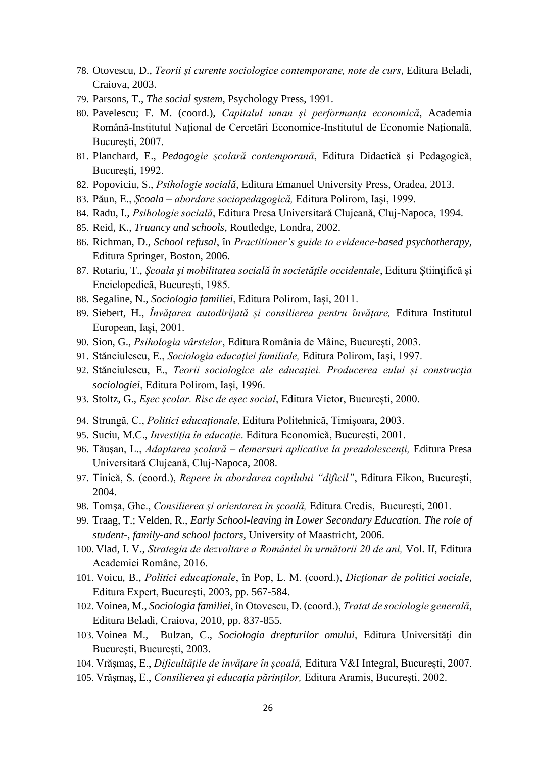78. Otovescu, D., *Teorii și curente sociologice contemporane, note de curs*, Editura Beladi, Craiova, 2003.
79. Parsons, T., *The social system*, Psychology Press, 1991.
80. Pavelescu; F. M. (coord.), *Capitalul uman și performanța economică*, Academia Română-Institutul Național de Cercetări Economice-Institutul de Economie Națională, București, 2007.
81. Planchard, E., *Pedagogie şcolară contemporană*, Editura Didactică şi Pedagogică, București, 1992.
82. Popoviciu, S., *Psihologie socială*, Editura Emanuel University Press, Oradea, 2013.
83. Păun, E., *Școala – abordare sociopedagogică,* Editura Polirom, Iași, 1999.
84. Radu, I., *Psihologie socială*, Editura Presa Universitară Clujeană, Cluj-Napoca, 1994.
85. Reid, K., *Truancy and schools*, Routledge, Londra, 2002.
86. Richman, D., *School refusal*, în *Practitioner's guide to evidence-based psychotherapy*, Editura Springer, Boston, 2006.
87. Rotariu, T., *Şcoala şi mobilitatea socială în societăţile occidentale*, Editura Ştiinţifică şi Enciclopedică, Bucureşti, 1985.
88. Segaline, N., *Sociologia familiei*, Editura Polirom, Iași, 2011.
89. Siebert, H., *Învățarea autodirijată și consilierea pentru învățare,* Editura Institutul European, Iași, 2001.
90. Sion, G., *Psihologia vârstelor*, Editura România de Mâine, București, 2003.
91. Stănciulescu, E., *Sociologia educației familiale,* Editura Polirom, Iași, 1997.
92. Stănciulescu, E., *Teorii sociologice ale educației. Producerea eului și construcția sociologiei*, Editura Polirom, Iași, 1996.
93. Stoltz, G., *Eșec școlar. Risc de eșec social*, Editura Victor, București, 2000.
94. Strungă, C., *Politici educaţionale*, Editura Politehnică, Timişoara, 2003.
95. Suciu, M.C., *Investiția în educație*. Editura Economică, București, 2001.
96. Tăuşan, L., *Adaptarea școlară – demersuri aplicative la preadolescenți,* Editura Presa Universitară Clujeană, Cluj-Napoca, 2008.
97. Tinică, S. (coord.), *Repere în abordarea copilului "dificil"*, Editura Eikon, București, 2004.
98. Tomşa, Ghe., *Consilierea și orientarea în școală,* Editura Credis, București, 2001.
99. Traag, T.; Velden, R., *Early School-leaving in Lower Secondary Education. The role of student-, family-and school factors*, University of Maastricht, 2006.
100. Vlad, I. V., *Strategia de dezvoltare a României în următorii 20 de ani,* Vol. II, Editura Academiei Române, 2016.
101. Voicu, B., *Politici educaționale*, în Pop, L. M. (coord.), *Dicționar de politici sociale*, Editura Expert, Bucureşti, 2003, pp. 567-584.
102. Voinea, M., *Sociologia familiei*, în Otovescu, D. (coord.), *Tratat de sociologie generală*, Editura Beladi, Craiova, 2010, pp. 837-855.
103. Voinea M., Bulzan, C., *Sociologia drepturilor omului*, Editura Universității din București, București, 2003.
104. Vrăşmaș, E., *Dificultăţile de învățare în școală,* Editura V&I Integral, București, 2007.
105. Vrăşmaş, E., *Consilierea şi educația părinților,* Editura Aramis, București, 2002.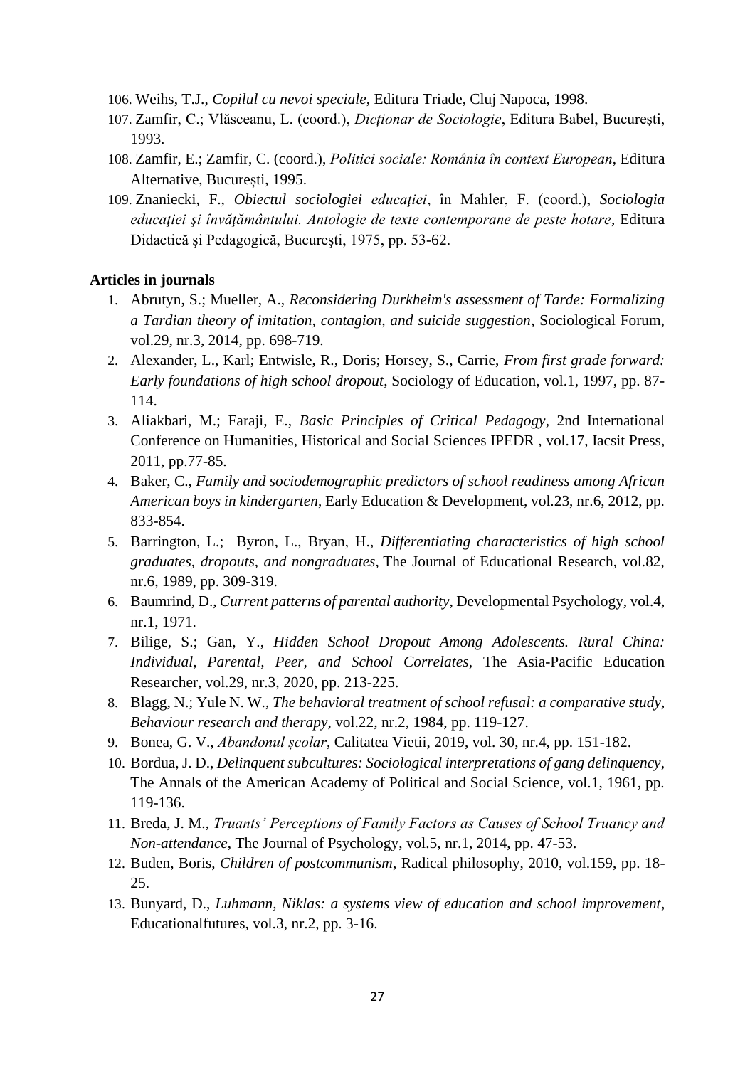106. Weihs, T.J., *Copilul cu nevoi speciale*, Editura Triade, Cluj Napoca, 1998.
107. Zamfir, C.; Vlăsceanu, L. (coord.), *Dicționar de Sociologie*, Editura Babel, București, 1993.
108. Zamfir, E.; Zamfir, C. (coord.), *Politici sociale: România în context European*, Editura Alternative, București, 1995.
109. Znaniecki, F., *Obiectul sociologiei educației*, în Mahler, F. (coord.), *Sociologia educației şi învăţământului. Antologie de texte contemporane de peste hotare*, Editura Didactică şi Pedagogică, Bucureşti, 1975, pp. 53-62.

**Articles in journals**

1. Abrutyn, S.; Mueller, A., *Reconsidering Durkheim's assessment of Tarde: Formalizing a Tardian theory of imitation, contagion, and suicide suggestion*, Sociological Forum, vol.29, nr.3, 2014, pp. 698-719.
2. Alexander, L., Karl; Entwisle, R., Doris; Horsey, S., Carrie, *From first grade forward: Early foundations of high school dropout*, Sociology of Education, vol.1, 1997, pp. 87-114.
3. Aliakbari, M.; Faraji, E., *Basic Principles of Critical Pedagogy*, 2nd International Conference on Humanities, Historical and Social Sciences IPEDR , vol.17, Iacsit Press, 2011, pp.77-85.
4. Baker, C., *Family and sociodemographic predictors of school readiness among African American boys in kindergarten*, Early Education & Development, vol.23, nr.6, 2012, pp. 833-854.
5. Barrington, L.; Byron, L., Bryan, H., *Differentiating characteristics of high school graduates, dropouts, and nongraduates*, The Journal of Educational Research, vol.82, nr.6, 1989, pp. 309-319.
6. Baumrind, D., *Current patterns of parental authority*, Developmental Psychology, vol.4, nr.1, 1971.
7. Bilige, S.; Gan, Y., *Hidden School Dropout Among Adolescents. Rural China: Individual, Parental, Peer, and School Correlates*, The Asia-Pacific Education Researcher, vol.29, nr.3, 2020, pp. 213-225.
8. Blagg, N.; Yule N. W., *The behavioral treatment of school refusal: a comparative study*, *Behaviour research and therapy*, vol.22, nr.2, 1984, pp. 119-127.
9. Bonea, G. V., *Abandonul școlar*, Calitatea Vietii, 2019, vol. 30, nr.4, pp. 151-182.
10. Bordua, J. D., *Delinquent subcultures: Sociological interpretations of gang delinquency*, The Annals of the American Academy of Political and Social Science, vol.1, 1961, pp. 119-136.
11. Breda, J. M., *Truants' Perceptions of Family Factors as Causes of School Truancy and Non-attendance*, The Journal of Psychology, vol.5, nr.1, 2014, pp. 47-53.
12. Buden, Boris, *Children of postcommunism*, Radical philosophy, 2010, vol.159, pp. 18-25.
13. Bunyard, D., *Luhmann, Niklas: a systems view of education and school improvement*, Educationalfutures, vol.3, nr.2, pp. 3-16.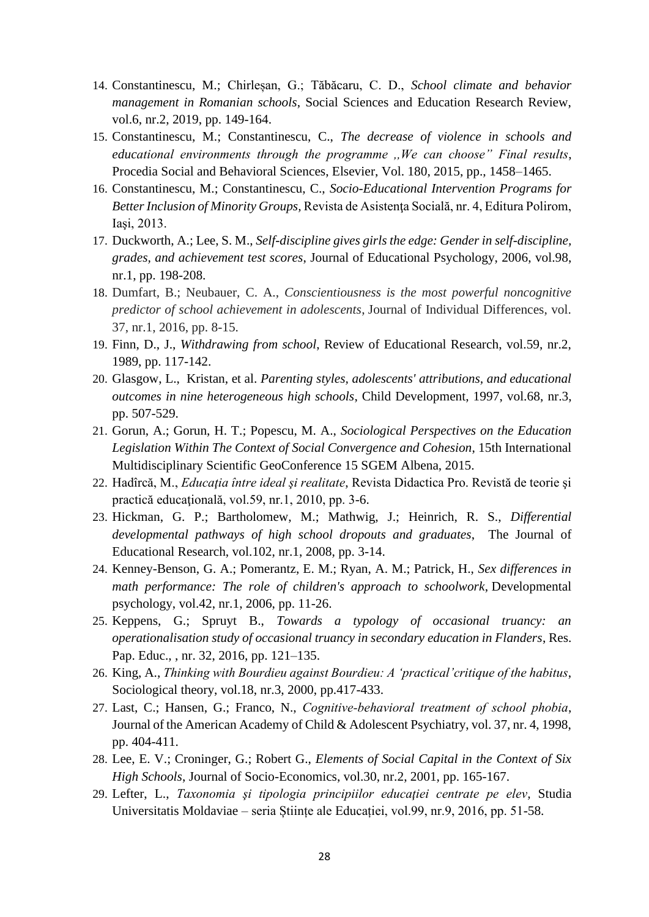14. Constantinescu, M.; Chirleșan, G.; Tăbăcaru, C. D., *School climate and behavior management in Romanian schools*, Social Sciences and Education Research Review, vol.6, nr.2, 2019, pp. 149-164.
15. Constantinescu, M.; Constantinescu, C., *The decrease of violence in schools and educational environments through the programme „We can choose" Final results*, Procedia Social and Behavioral Sciences, Elsevier, Vol. 180, 2015, pp., 1458–1465.
16. Constantinescu, M.; Constantinescu, C., *Socio-Educational Intervention Programs for Better Inclusion of Minority Groups*, Revista de Asistenţa Socială, nr. 4, Editura Polirom, Iaşi, 2013.
17. Duckworth, A.; Lee, S. M., *Self-discipline gives girls the edge: Gender in self-discipline, grades, and achievement test scores*, Journal of Educational Psychology, 2006, vol.98, nr.1, pp. 198-208.
18. Dumfart, B.; Neubauer, C. A., *Conscientiousness is the most powerful noncognitive predictor of school achievement in adolescents*, Journal of Individual Differences, vol. 37, nr.1, 2016, pp. 8-15.
19. Finn, D., J., *Withdrawing from school*, Review of Educational Research, vol.59, nr.2, 1989, pp. 117-142.
20. Glasgow, L., Kristan, et al. *Parenting styles, adolescents' attributions, and educational outcomes in nine heterogeneous high schools*, Child Development, 1997, vol.68, nr.3, pp. 507-529.
21. Gorun, A.; Gorun, H. T.; Popescu, M. A., *Sociological Perspectives on the Education Legislation Within The Context of Social Convergence and Cohesion*, 15th International Multidisciplinary Scientific GeoConference 15 SGEM Albena, 2015.
22. Hadîrcă, M., *Educaţia între ideal şi realitate*, Revista Didactica Pro. Revistă de teorie şi practică educaţională, vol.59, nr.1, 2010, pp. 3-6.
23. Hickman, G. P.; Bartholomew, M.; Mathwig, J.; Heinrich, R. S., *Differential developmental pathways of high school dropouts and graduates*, The Journal of Educational Research, vol.102, nr.1, 2008, pp. 3-14.
24. Kenney-Benson, G. A.; Pomerantz, E. M.; Ryan, A. M.; Patrick, H., *Sex differences in math performance: The role of children's approach to schoolwork*, Developmental psychology, vol.42, nr.1, 2006, pp. 11-26.
25. Keppens, G.; Spruyt B., *Towards a typology of occasional truancy: an operationalisation study of occasional truancy in secondary education in Flanders*, Res. Pap. Educ., , nr. 32, 2016, pp. 121–135.
26. King, A., *Thinking with Bourdieu against Bourdieu: A 'practical'critique of the habitus*, Sociological theory, vol.18, nr.3, 2000, pp.417-433.
27. Last, C.; Hansen, G.; Franco, N., *Cognitive-behavioral treatment of school phobia*, Journal of the American Academy of Child & Adolescent Psychiatry, vol. 37, nr. 4, 1998, pp. 404-411.
28. Lee, E. V.; Croninger, G.; Robert G., *Elements of Social Capital in the Context of Six High Schools*, Journal of Socio-Economics, vol.30, nr.2, 2001, pp. 165-167.
29. Lefter, L., *Taxonomia şi tipologia principiilor educaţiei centrate pe elev*, Studia Universitatis Moldaviae – seria Științe ale Educației, vol.99, nr.9, 2016, pp. 51-58.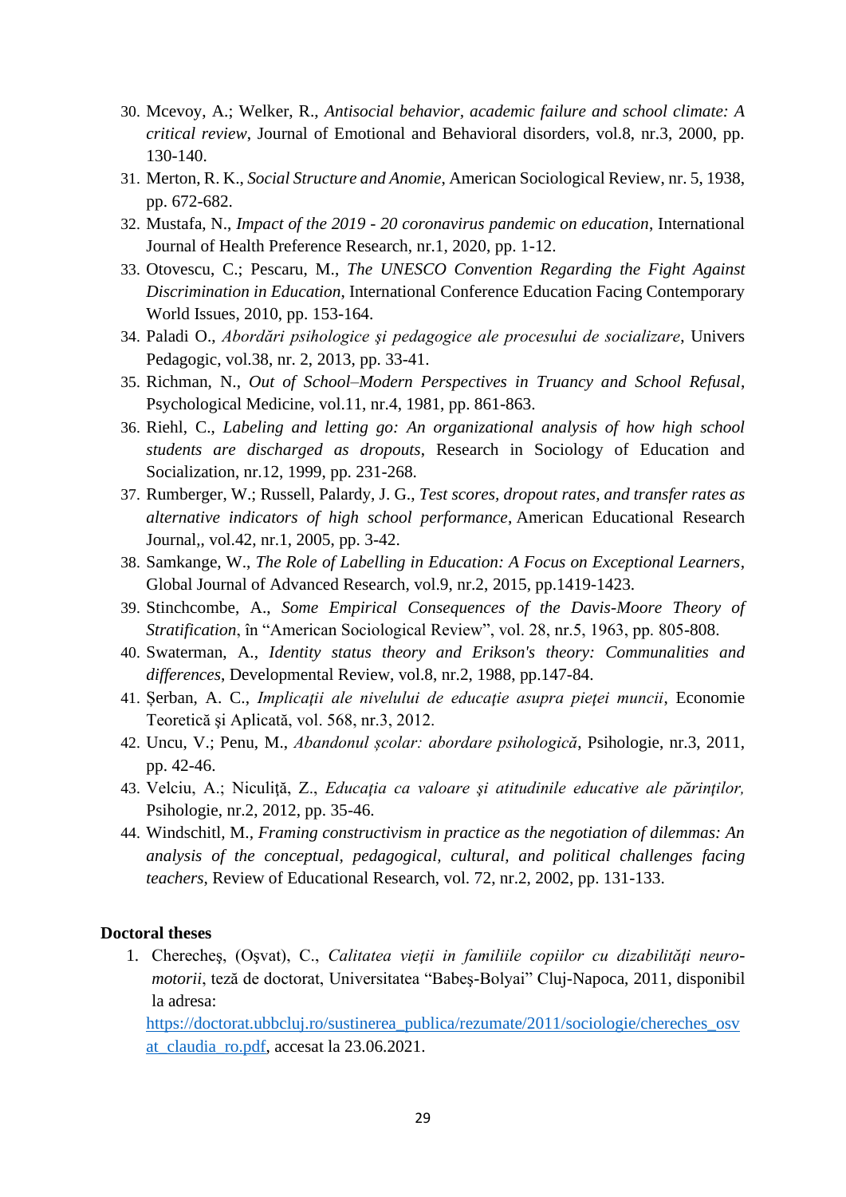30. Mcevoy, A.; Welker, R., *Antisocial behavior, academic failure and school climate: A critical review*, Journal of Emotional and Behavioral disorders, vol.8, nr.3, 2000, pp. 130-140.
31. Merton, R. K., *Social Structure and Anomie*, American Sociological Review, nr. 5, 1938, pp. 672-682.
32. Mustafa, N., *Impact of the 2019 - 20 coronavirus pandemic on education*, International Journal of Health Preference Research, nr.1, 2020, pp. 1-12.
33. Otovescu, C.; Pescaru, M., *The UNESCO Convention Regarding the Fight Against Discrimination in Education*, International Conference Education Facing Contemporary World Issues, 2010, pp. 153-164.
34. Paladi O., *Abordări psihologice şi pedagogice ale procesului de socializare*, Univers Pedagogic, vol.38, nr. 2, 2013, pp. 33-41.
35. Richman, N., *Out of School–Modern Perspectives in Truancy and School Refusal*, Psychological Medicine, vol.11, nr.4, 1981, pp. 861-863.
36. Riehl, C., *Labeling and letting go: An organizational analysis of how high school students are discharged as dropouts*, Research in Sociology of Education and Socialization, nr.12, 1999, pp. 231-268.
37. Rumberger, W.; Russell, Palardy, J. G., *Test scores, dropout rates, and transfer rates as alternative indicators of high school performance*, American Educational Research Journal,, vol.42, nr.1, 2005, pp. 3-42.
38. Samkange, W., *The Role of Labelling in Education: A Focus on Exceptional Learners*, Global Journal of Advanced Research, vol.9, nr.2, 2015, pp.1419-1423.
39. Stinchcombe, A., *Some Empirical Consequences of the Davis-Moore Theory of Stratification*, în "American Sociological Review", vol. 28, nr.5, 1963, pp. 805-808.
40. Swaterman, A., *Identity status theory and Erikson's theory: Communalities and differences*, Developmental Review, vol.8, nr.2, 1988, pp.147-84.
41. Șerban, A. C., *Implicații ale nivelului de educație asupra pieței muncii*, Economie Teoretică şi Aplicată, vol. 568, nr.3, 2012.
42. Uncu, V.; Penu, M., *Abandonul școlar: abordare psihologică*, Psihologie, nr.3, 2011, pp. 42-46.
43. Velciu, A.; Niculiţă, Z., *Educația ca valoare şi atitudinile educative ale părinţilor,* Psihologie, nr.2, 2012, pp. 35-46.
44. Windschitl, M., *Framing constructivism in practice as the negotiation of dilemmas: An analysis of the conceptual, pedagogical, cultural, and political challenges facing teachers*, Review of Educational Research, vol. 72, nr.2, 2002, pp. 131-133.

**Doctoral theses**

1. Cherecheş, (Oșvat), C., *Calitatea vieţii in familiile copiilor cu dizabilități neuro-motorii*, teză de doctorat, Universitatea "Babeș-Bolyai" Cluj-Napoca, 2011, disponibil la adresa: https://doctorat.ubbcluj.ro/sustinerea_publica/rezumate/2011/sociologie/chereches_osvat_claudia_ro.pdf, accesat la 23.06.2021.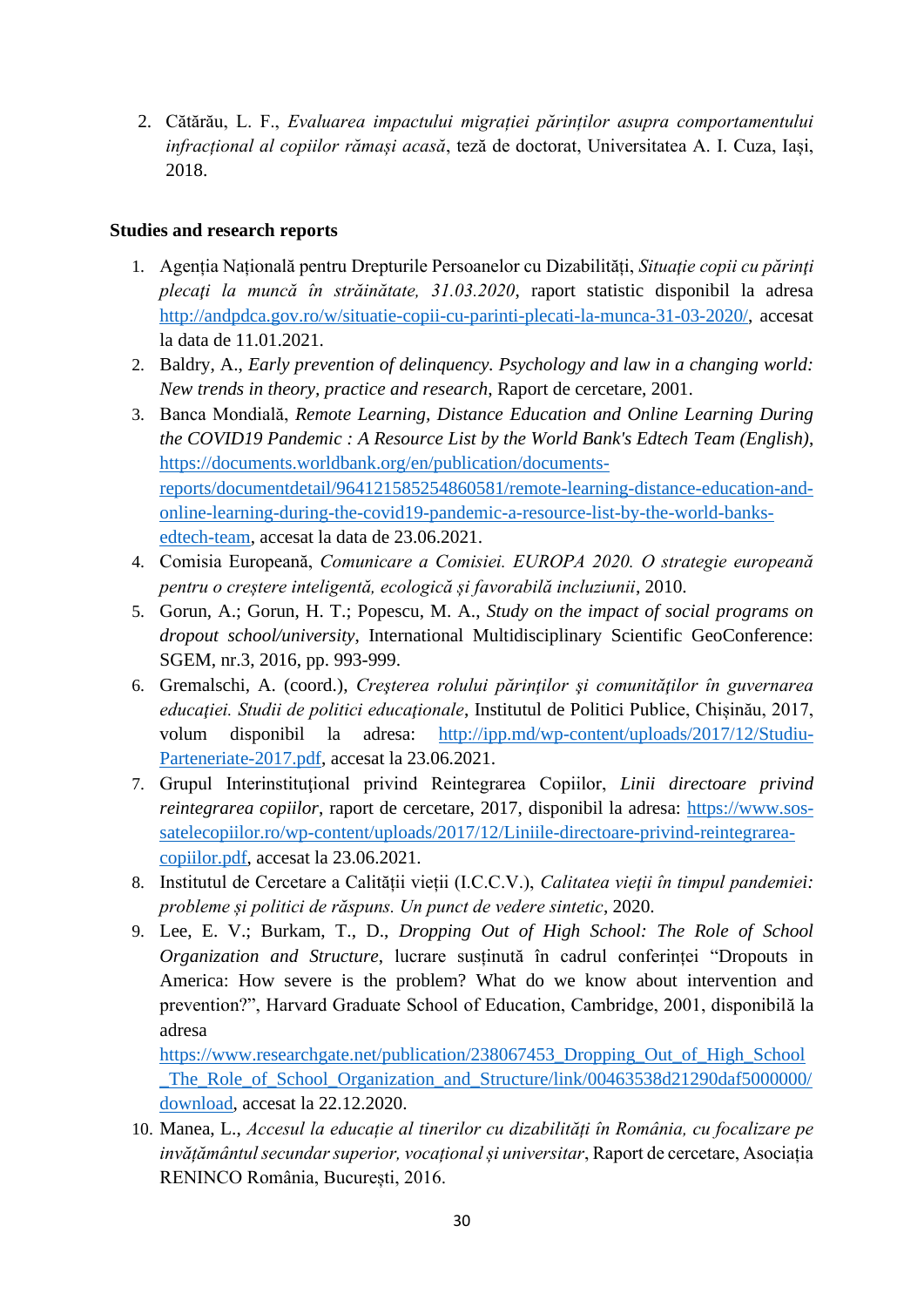2. Cătărău, L. F., *Evaluarea impactului migrației părinților asupra comportamentului infracțional al copiilor rămași acasă*, teză de doctorat, Universitatea A. I. Cuza, Iași, 2018.

**Studies and research reports**

1. Agenția Națională pentru Drepturile Persoanelor cu Dizabilități, *Situație copii cu părinți plecați la muncă în străinătate, 31.03.2020*, raport statistic disponibil la adresa http://andpdca.gov.ro/w/situatie-copii-cu-parinti-plecati-la-munca-31-03-2020/, accesat la data de 11.01.2021.
2. Baldry, A., *Early prevention of delinquency. Psychology and law in a changing world: New trends in theory, practice and research*, Raport de cercetare, 2001.
3. Banca Mondială, *Remote Learning, Distance Education and Online Learning During the COVID19 Pandemic : A Resource List by the World Bank's Edtech Team (English)*, https://documents.worldbank.org/en/publication/documents-reports/documentdetail/964121585254860581/remote-learning-distance-education-and-online-learning-during-the-covid19-pandemic-a-resource-list-by-the-world-banks-edtech-team, accesat la data de 23.06.2021.
4. Comisia Europeană, *Comunicare a Comisiei. EUROPA 2020. O strategie europeană pentru o creștere inteligentă, ecologică și favorabilă incluziunii*, 2010.
5. Gorun, A.; Gorun, H. T.; Popescu, M. A., *Study on the impact of social programs on dropout school/university*, International Multidisciplinary Scientific GeoConference: SGEM, nr.3, 2016, pp. 993-999.
6. Gremalschi, A. (coord.), *Creșterea rolului părinților și comunităților în guvernarea educației. Studii de politici educaționale*, Institutul de Politici Publice, Chișinău, 2017, volum disponibil la adresa: http://ipp.md/wp-content/uploads/2017/12/Studiu-Parteneriate-2017.pdf, accesat la 23.06.2021.
7. Grupul Interinstituțional privind Reintegrarea Copiilor, *Linii directoare privind reintegrarea copiilor*, raport de cercetare, 2017, disponibil la adresa: https://www.sos-satelecopiilor.ro/wp-content/uploads/2017/12/Liniile-directoare-privind-reintegrarea-copiilor.pdf, accesat la 23.06.2021.
8. Institutul de Cercetare a Calității vieții (I.C.C.V.), *Calitatea vieții în timpul pandemiei: probleme și politici de răspuns. Un punct de vedere sintetic*, 2020.
9. Lee, E. V.; Burkam, T., D., *Dropping Out of High School: The Role of School Organization and Structure*, lucrare susținută în cadrul conferinței "Dropouts in America: How severe is the problem? What do we know about intervention and prevention?", Harvard Graduate School of Education, Cambridge, 2001, disponibilă la adresa https://www.researchgate.net/publication/238067453_Dropping_Out_of_High_School_The_Role_of_School_Organization_and_Structure/link/00463538d21290daf5000000/download, accesat la 22.12.2020.
10. Manea, L., *Accesul la educație al tinerilor cu dizabilități în România, cu focalizare pe invățământul secundar superior, vocațional și universitar*, Raport de cercetare, Asociația RENINCO România, București, 2016.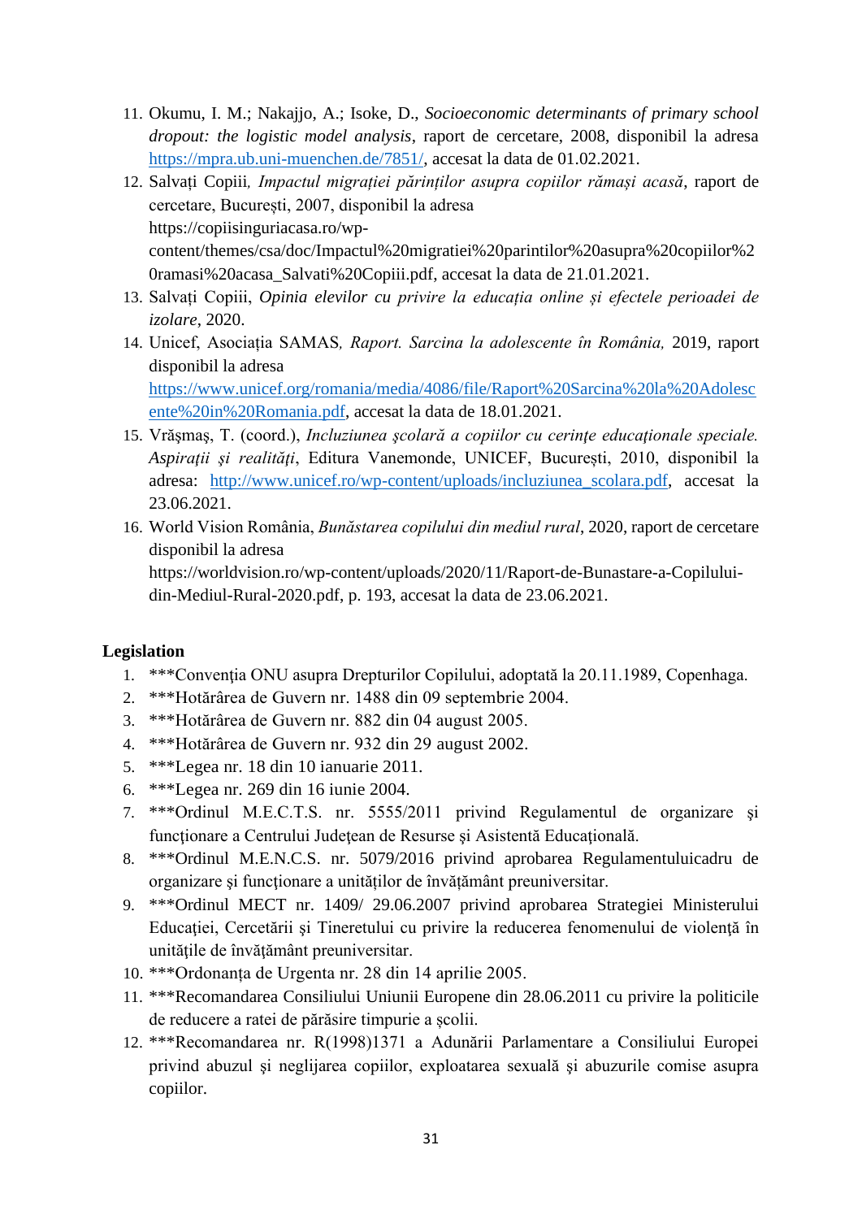11. Okumu, I. M.; Nakajjo, A.; Isoke, D., *Socioeconomic determinants of primary school dropout: the logistic model analysis*, raport de cercetare, 2008, disponibil la adresa https://mpra.ub.uni-muenchen.de/7851/, accesat la data de 01.02.2021.
12. Salvați Copiii*, Impactul migrației părinților asupra copiilor rămași acasă*, raport de cercetare, București, 2007, disponibil la adresa https://copiisinguriacasa.ro/wp-content/themes/csa/doc/Impactul%20migratiei%20parintilor%20asupra%20copiilor%20ramasi%20acasa_Salvati%20Copiii.pdf, accesat la data de 21.01.2021.
13. Salvați Copiii, *Opinia elevilor cu privire la educația online și efectele perioadei de izolare*, 2020.
14. Unicef, Asociația SAMAS*, Raport. Sarcina la adolescente în România,* 2019, raport disponibil la adresa https://www.unicef.org/romania/media/4086/file/Raport%20Sarcina%20la%20Adolescente%20in%20Romania.pdf, accesat la data de 18.01.2021.
15. Vrăşmaş, T. (coord.), *Incluziunea şcolară a copiilor cu cerinţe educaţionale speciale. Aspiraţii şi realităţi*, Editura Vanemonde, UNICEF, Bucureşti, 2010, disponibil la adresa: http://www.unicef.ro/wp-content/uploads/incluziunea_scolara.pdf, accesat la 23.06.2021.
16. World Vision România, *Bunăstarea copilului din mediul rural*, 2020, raport de cercetare disponibil la adresa https://worldvision.ro/wp-content/uploads/2020/11/Raport-de-Bunastare-a-Copilului-din-Mediul-Rural-2020.pdf, p. 193, accesat la data de 23.06.2021.

**Legislation**

1. ***Convenţia ONU asupra Drepturilor Copilului, adoptată la 20.11.1989, Copenhaga.
2. ***Hotărârea de Guvern nr. 1488 din 09 septembrie 2004.
3. ***Hotărârea de Guvern nr. 882 din 04 august 2005.
4. ***Hotărârea de Guvern nr. 932 din 29 august 2002.
5. ***Legea nr. 18 din 10 ianuarie 2011.
6. ***Legea nr. 269 din 16 iunie 2004.
7. ***Ordinul M.E.C.T.S. nr. 5555/2011 privind Regulamentul de organizare şi funcţionare a Centrului Judeţean de Resurse şi Asistentă Educaţională.
8. ***Ordinul M.E.N.C.S. nr. 5079/2016 privind aprobarea Regulamentuluicadru de organizare şi funcţionare a unităţilor de învăţământ preuniversitar.
9. ***Ordinul MECT nr. 1409/ 29.06.2007 privind aprobarea Strategiei Ministerului Educaţiei, Cercetării şi Tineretului cu privire la reducerea fenomenului de violenţă în unităţile de învăţământ preuniversitar.
10. ***Ordonanța de Urgenta nr. 28 din 14 aprilie 2005.
11. ***Recomandarea Consiliului Uniunii Europene din 28.06.2011 cu privire la politicile de reducere a ratei de părăsire timpurie a școlii.
12. ***Recomandarea nr. R(1998)1371 a Adunării Parlamentare a Consiliului Europei privind abuzul şi neglijarea copiilor, exploatarea sexuală şi abuzurile comise asupra copiilor.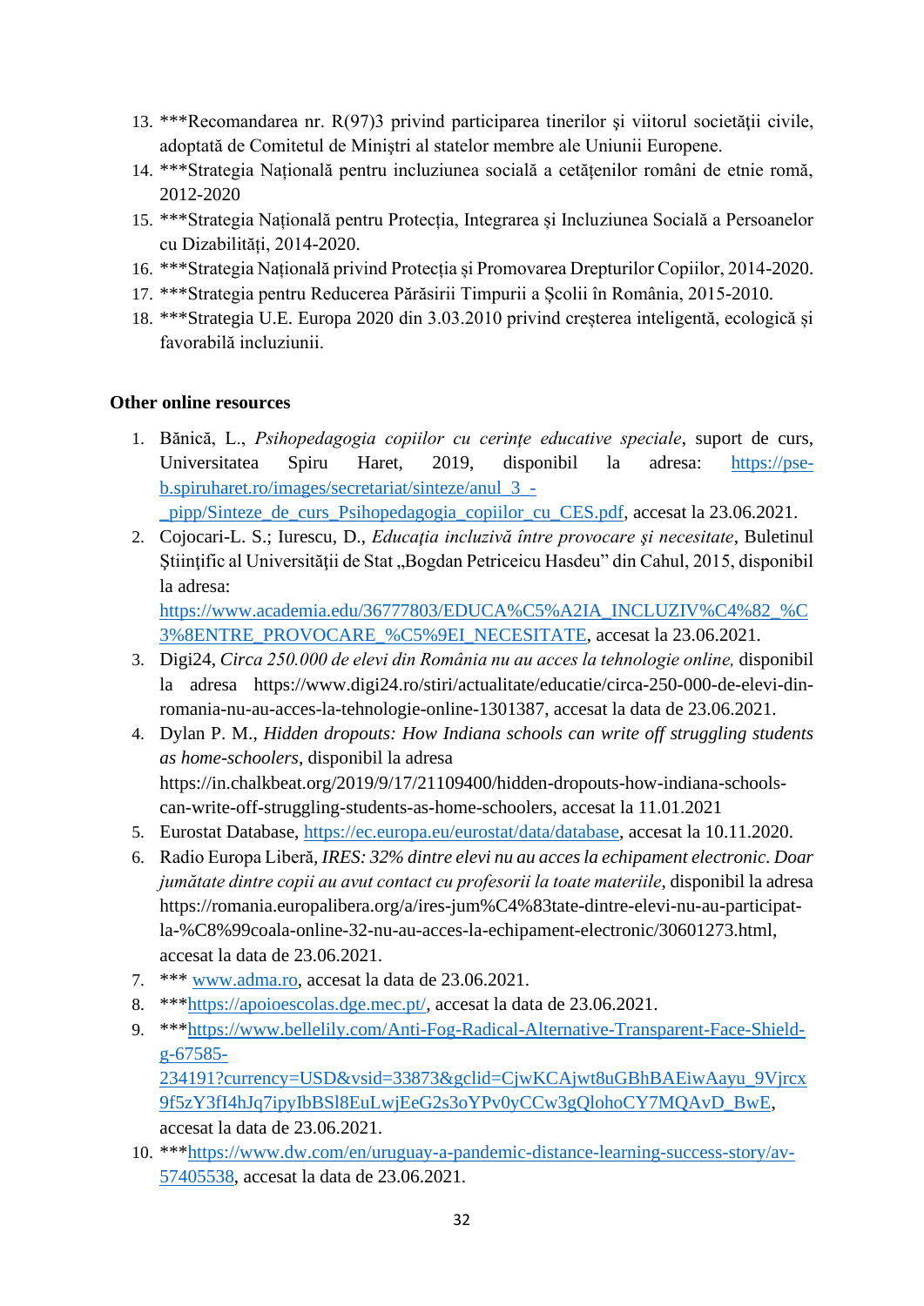13. ***Recomandarea nr. R(97)3 privind participarea tinerilor şi viitorul societăţii civile, adoptată de Comitetul de Miniştri al statelor membre ale Uniunii Europene.
14. ***Strategia Națională pentru incluziunea socială a cetățenilor români de etnie romă, 2012-2020
15. ***Strategia Națională pentru Protecția, Integrarea și Incluziunea Socială a Persoanelor cu Dizabilități, 2014-2020.
16. ***Strategia Națională privind Protecția și Promovarea Drepturilor Copiilor, 2014-2020.
17. ***Strategia pentru Reducerea Părăsirii Timpurii a Școlii în România, 2015-2010.
18. ***Strategia U.E. Europa 2020 din 3.03.2010 privind creşterea inteligentă, ecologică şi favorabilă incluziunii.

**Other online resources**

1. Bănică, L., *Psihopedagogia copiilor cu cerințe educative speciale*, suport de curs, Universitatea Spiru Haret, 2019, disponibil la adresa: https://pse-b.spiruharet.ro/images/secretariat/sinteze/anul_3_-_pipp/Sinteze_de_curs_Psihopedagogia_copiilor_cu_CES.pdf, accesat la 23.06.2021.
2. Cojocari-L. S.; Iurescu, D., *Educația incluzivă între provocare și necesitate*, Buletinul Ştiinţific al Universităţii de Stat „Bogdan Petriceicu Hasdeu" din Cahul, 2015, disponibil la adresa: https://www.academia.edu/36777803/EDUCA%C5%A2IA_INCLUZIV%C4%82_%C3%8ENTRE_PROVOCARE_%C5%9EI_NECESITATE, accesat la 23.06.2021.
3. Digi24, *Circa 250.000 de elevi din România nu au acces la tehnologie online,* disponibil la adresa https://www.digi24.ro/stiri/actualitate/educatie/circa-250-000-de-elevi-din-romania-nu-au-acces-la-tehnologie-online-1301387, accesat la data de 23.06.2021.
4. Dylan P. M., *Hidden dropouts: How Indiana schools can write off struggling students as home-schoolers*, disponibil la adresa https://in.chalkbeat.org/2019/9/17/21109400/hidden-dropouts-how-indiana-schools-can-write-off-struggling-students-as-home-schoolers, accesat la 11.01.2021
5. Eurostat Database, https://ec.europa.eu/eurostat/data/database, accesat la 10.11.2020.
6. Radio Europa Liberă, *IRES: 32% dintre elevi nu au acces la echipament electronic. Doar jumătate dintre copii au avut contact cu profesorii la toate materiile*, disponibil la adresa https://romania.europalibera.org/a/ires-jum%C4%83tate-dintre-elevi-nu-au-participat-la-%C8%99coala-online-32-nu-au-acces-la-echipament-electronic/30601273.html, accesat la data de 23.06.2021.
7. *** www.adma.ro, accesat la data de 23.06.2021.
8. ***https://apoioescolas.dge.mec.pt/, accesat la data de 23.06.2021.
9. ***https://www.bellelily.com/Anti-Fog-Radical-Alternative-Transparent-Face-Shield-g-67585-234191?currency=USD&vsid=33873&gclid=CjwKCAjwt8uGBhBAEiwAayu_9Vjrcx9f5zY3fI4hJq7ipyIbBSl8EuLwjEeG2s3oYPv0yCCw3gQlohoCY7MQAvD_BwE, accesat la data de 23.06.2021.
10. ***https://www.dw.com/en/uruguay-a-pandemic-distance-learning-success-story/av-57405538, accesat la data de 23.06.2021.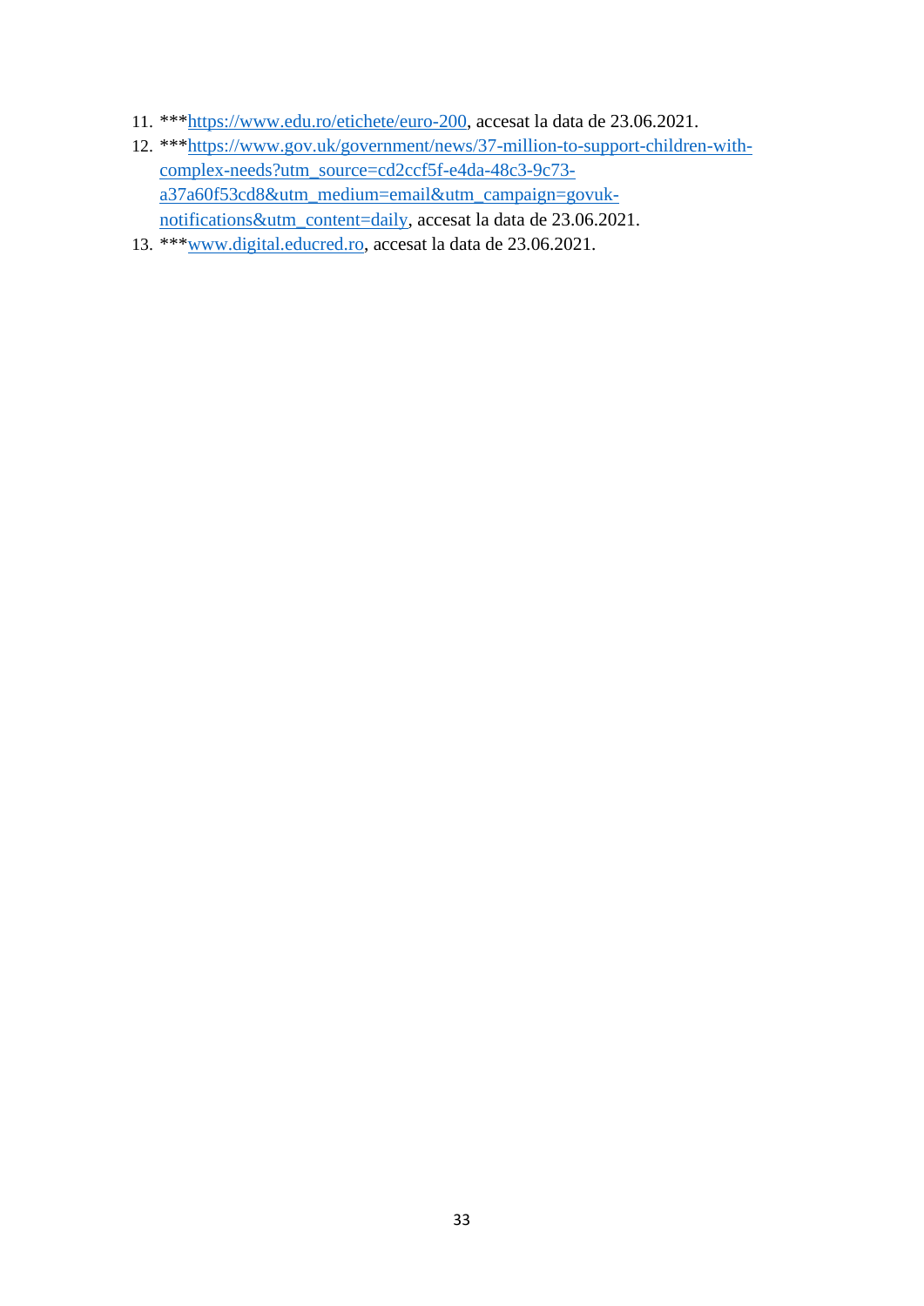11. ***https://www.edu.ro/etichete/euro-200, accesat la data de 23.06.2021.
12. ***https://www.gov.uk/government/news/37-million-to-support-children-with-complex-needs?utm_source=cd2ccf5f-e4da-48c3-9c73-a37a60f53cd8&utm_medium=email&utm_campaign=govuk-notifications&utm_content=daily, accesat la data de 23.06.2021.
13. ***www.digital.educred.ro, accesat la data de 23.06.2021.